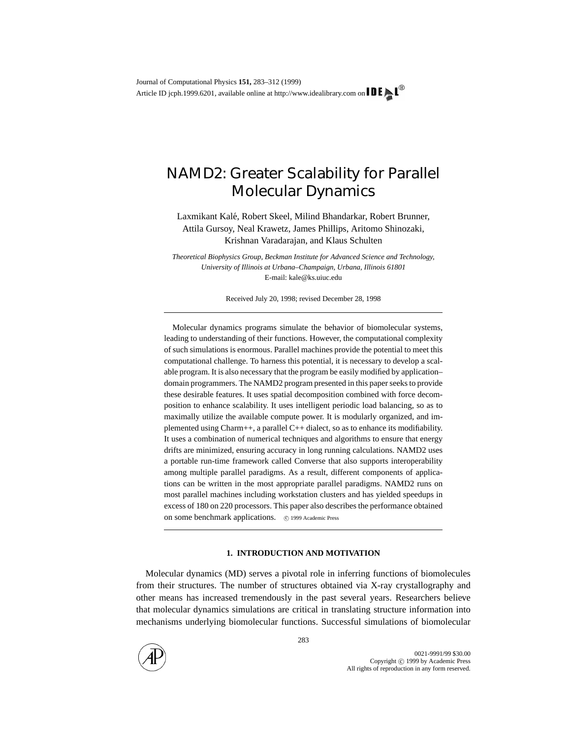# NAMD2: Greater Scalability for Parallel Molecular Dynamics

Laxmikant Kalé, Robert Skeel, Milind Bhandarkar, Robert Brunner, Attila Gursoy, Neal Krawetz, James Phillips, Aritomo Shinozaki, Krishnan Varadarajan, and Klaus Schulten

*Theoretical Biophysics Group, Beckman Institute for Advanced Science and Technology, University of Illinois at Urbana–Champaign, Urbana, Illinois 61801* E-mail: kale@ks.uiuc.edu

Received July 20, 1998; revised December 28, 1998

Molecular dynamics programs simulate the behavior of biomolecular systems, leading to understanding of their functions. However, the computational complexity of such simulations is enormous. Parallel machines provide the potential to meet this computational challenge. To harness this potential, it is necessary to develop a scalable program. It is also necessary that the program be easily modified by application– domain programmers. The NAMD2 program presented in this paper seeks to provide these desirable features. It uses spatial decomposition combined with force decomposition to enhance scalability. It uses intelligent periodic load balancing, so as to maximally utilize the available compute power. It is modularly organized, and implemented using Charm++, a parallel  $C++$  dialect, so as to enhance its modifiability. It uses a combination of numerical techniques and algorithms to ensure that energy drifts are minimized, ensuring accuracy in long running calculations. NAMD2 uses a portable run-time framework called Converse that also supports interoperability among multiple parallel paradigms. As a result, different components of applications can be written in the most appropriate parallel paradigms. NAMD2 runs on most parallel machines including workstation clusters and has yielded speedups in excess of 180 on 220 processors. This paper also describes the performance obtained on some benchmark applications. © 1999 Academic Press

## **1. INTRODUCTION AND MOTIVATION**

Molecular dynamics (MD) serves a pivotal role in inferring functions of biomolecules from their structures. The number of structures obtained via X-ray crystallography and other means has increased tremendously in the past several years. Researchers believe that molecular dynamics simulations are critical in translating structure information into mechanisms underlying biomolecular functions. Successful simulations of biomolecular

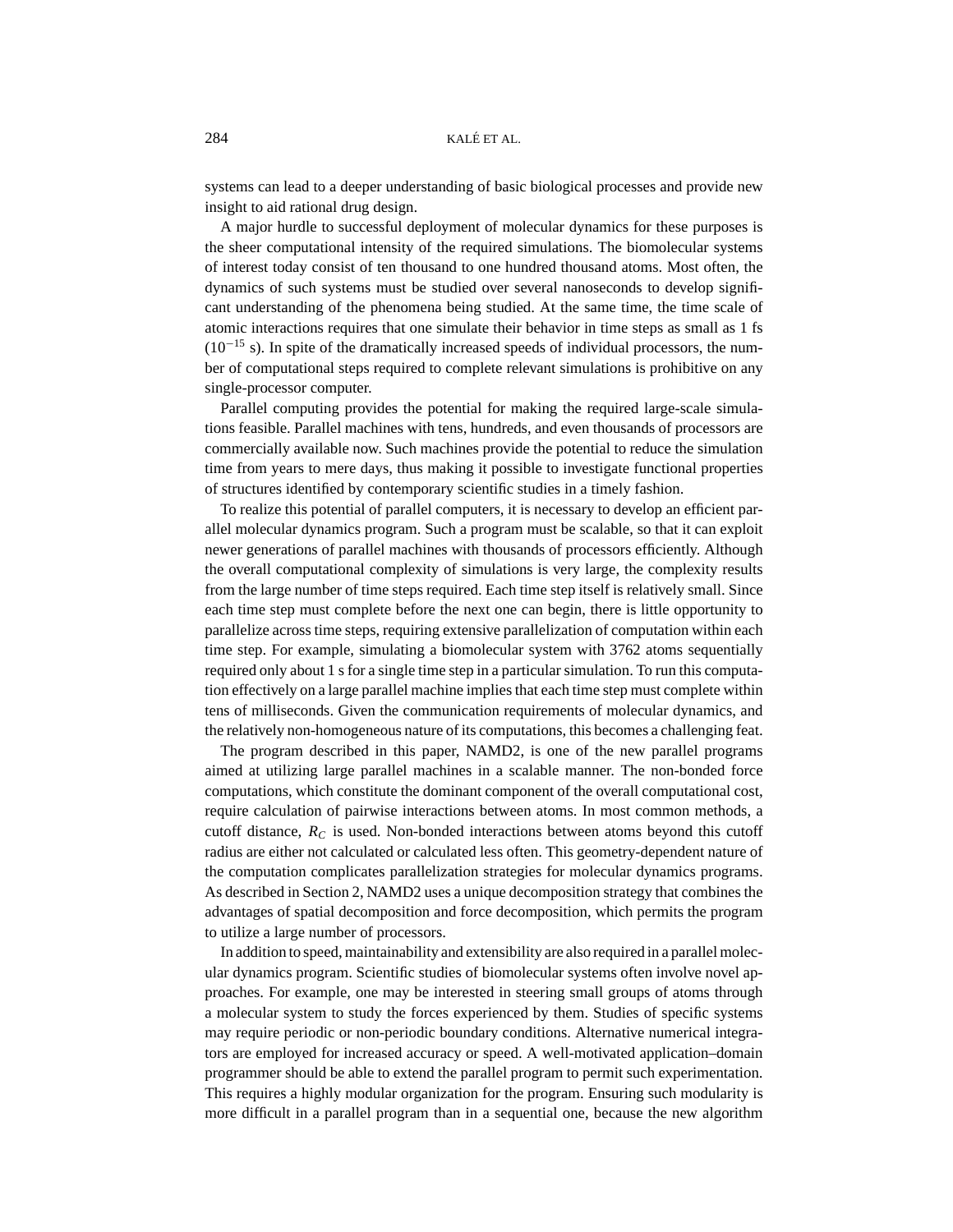systems can lead to a deeper understanding of basic biological processes and provide new insight to aid rational drug design.

A major hurdle to successful deployment of molecular dynamics for these purposes is the sheer computational intensity of the required simulations. The biomolecular systems of interest today consist of ten thousand to one hundred thousand atoms. Most often, the dynamics of such systems must be studied over several nanoseconds to develop significant understanding of the phenomena being studied. At the same time, the time scale of atomic interactions requires that one simulate their behavior in time steps as small as 1 fs  $(10^{-15}$  s). In spite of the dramatically increased speeds of individual processors, the number of computational steps required to complete relevant simulations is prohibitive on any single-processor computer.

Parallel computing provides the potential for making the required large-scale simulations feasible. Parallel machines with tens, hundreds, and even thousands of processors are commercially available now. Such machines provide the potential to reduce the simulation time from years to mere days, thus making it possible to investigate functional properties of structures identified by contemporary scientific studies in a timely fashion.

To realize this potential of parallel computers, it is necessary to develop an efficient parallel molecular dynamics program. Such a program must be scalable, so that it can exploit newer generations of parallel machines with thousands of processors efficiently. Although the overall computational complexity of simulations is very large, the complexity results from the large number of time steps required. Each time step itself is relatively small. Since each time step must complete before the next one can begin, there is little opportunity to parallelize across time steps, requiring extensive parallelization of computation within each time step. For example, simulating a biomolecular system with 3762 atoms sequentially required only about 1 s for a single time step in a particular simulation. To run this computation effectively on a large parallel machine implies that each time step must complete within tens of milliseconds. Given the communication requirements of molecular dynamics, and the relatively non-homogeneous nature of its computations, this becomes a challenging feat.

The program described in this paper, NAMD2, is one of the new parallel programs aimed at utilizing large parallel machines in a scalable manner. The non-bonded force computations, which constitute the dominant component of the overall computational cost, require calculation of pairwise interactions between atoms. In most common methods, a cutoff distance,  $R_C$  is used. Non-bonded interactions between atoms beyond this cutoff radius are either not calculated or calculated less often. This geometry-dependent nature of the computation complicates parallelization strategies for molecular dynamics programs. As described in Section 2, NAMD2 uses a unique decomposition strategy that combines the advantages of spatial decomposition and force decomposition, which permits the program to utilize a large number of processors.

In addition to speed, maintainability and extensibility are also required in a parallel molecular dynamics program. Scientific studies of biomolecular systems often involve novel approaches. For example, one may be interested in steering small groups of atoms through a molecular system to study the forces experienced by them. Studies of specific systems may require periodic or non-periodic boundary conditions. Alternative numerical integrators are employed for increased accuracy or speed. A well-motivated application–domain programmer should be able to extend the parallel program to permit such experimentation. This requires a highly modular organization for the program. Ensuring such modularity is more difficult in a parallel program than in a sequential one, because the new algorithm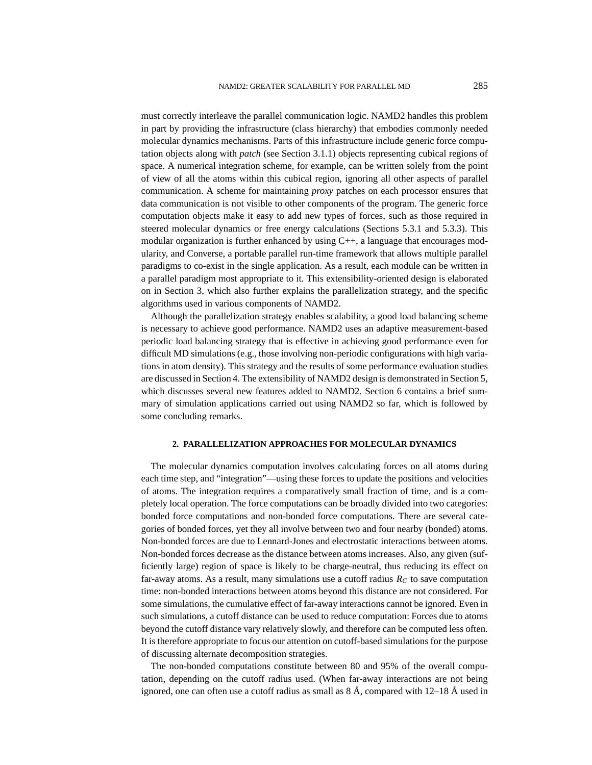must correctly interleave the parallel communication logic. NAMD2 handles this problem in part by providing the infrastructure (class hierarchy) that embodies commonly needed molecular dynamics mechanisms. Parts of this infrastructure include generic force computation objects along with *patch* (see Section 3.1.1) objects representing cubical regions of space. A numerical integration scheme, for example, can be written solely from the point of view of all the atoms within this cubical region, ignoring all other aspects of parallel communication. A scheme for maintaining *proxy* patches on each processor ensures that data communication is not visible to other components of the program. The generic force computation objects make it easy to add new types of forces, such as those required in steered molecular dynamics or free energy calculations (Sections 5.3.1 and 5.3.3). This modular organization is further enhanced by using  $C_{++}$ , a language that encourages modularity, and Converse, a portable parallel run-time framework that allows multiple parallel paradigms to co-exist in the single application. As a result, each module can be written in a parallel paradigm most appropriate to it. This extensibility-oriented design is elaborated on in Section 3, which also further explains the parallelization strategy, and the specific algorithms used in various components of NAMD2.

Although the parallelization strategy enables scalability, a good load balancing scheme is necessary to achieve good performance. NAMD2 uses an adaptive measurement-based periodic load balancing strategy that is effective in achieving good performance even for difficult MD simulations (e.g., those involving non-periodic configurations with high variations in atom density). This strategy and the results of some performance evaluation studies are discussed in Section 4. The extensibility of NAMD2 design is demonstrated in Section 5, which discusses several new features added to NAMD2. Section 6 contains a brief summary of simulation applications carried out using NAMD2 so far, which is followed by some concluding remarks.

## **2. PARALLELIZATION APPROACHES FOR MOLECULAR DYNAMICS**

The molecular dynamics computation involves calculating forces on all atoms during each time step, and "integration"—using these forces to update the positions and velocities of atoms. The integration requires a comparatively small fraction of time, and is a completely local operation. The force computations can be broadly divided into two categories: bonded force computations and non-bonded force computations. There are several categories of bonded forces, yet they all involve between two and four nearby (bonded) atoms. Non-bonded forces are due to Lennard-Jones and electrostatic interactions between atoms. Non-bonded forces decrease as the distance between atoms increases. Also, any given (sufficiently large) region of space is likely to be charge-neutral, thus reducing its effect on far-away atoms. As a result, many simulations use a cutoff radius  $R<sub>C</sub>$  to save computation time: non-bonded interactions between atoms beyond this distance are not considered. For some simulations, the cumulative effect of far-away interactions cannot be ignored. Even in such simulations, a cutoff distance can be used to reduce computation: Forces due to atoms beyond the cutoff distance vary relatively slowly, and therefore can be computed less often. It is therefore appropriate to focus our attention on cutoff-based simulations for the purpose of discussing alternate decomposition strategies.

The non-bonded computations constitute between 80 and 95% of the overall computation, depending on the cutoff radius used. (When far-away interactions are not being ignored, one can often use a cutoff radius as small as  $8 \text{ Å}$ , compared with  $12-18 \text{ Å}$  used in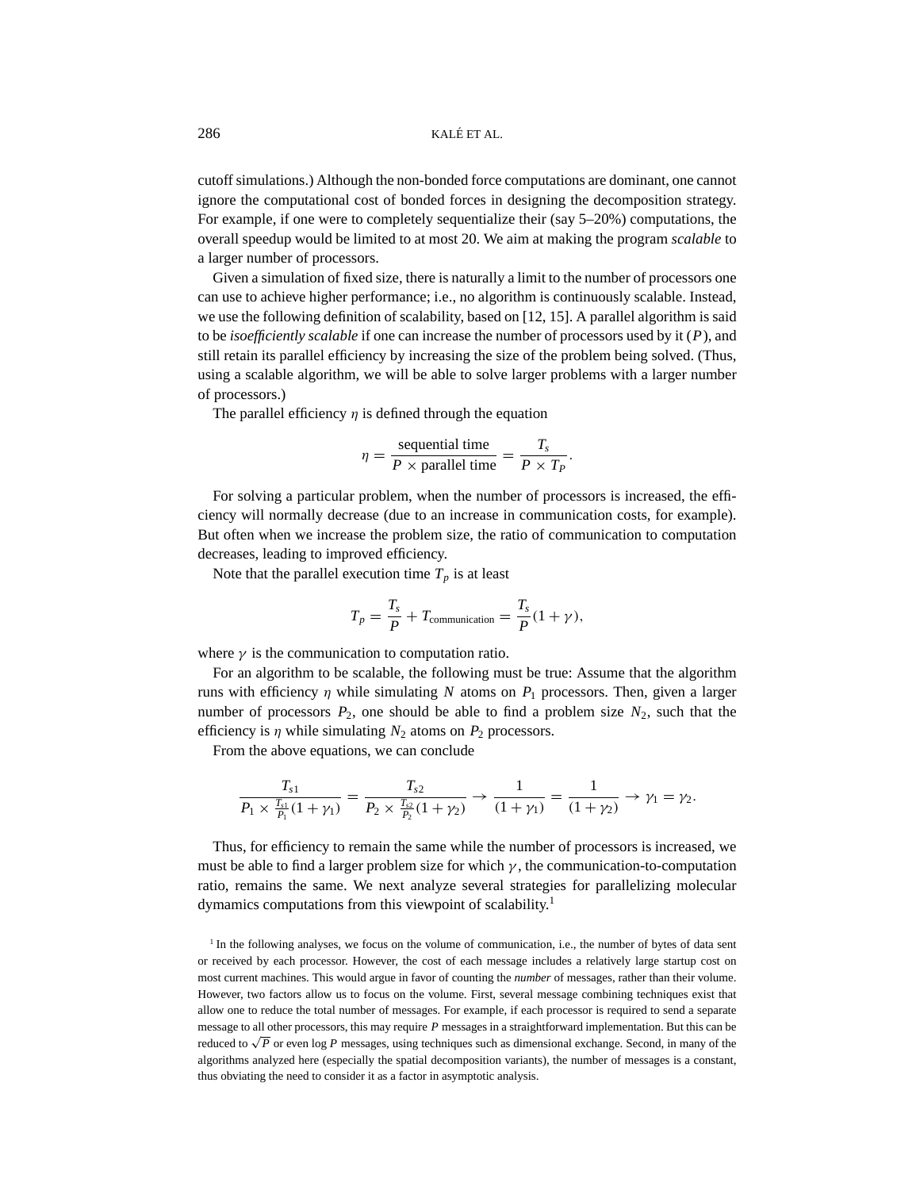cutoff simulations.) Although the non-bonded force computations are dominant, one cannot ignore the computational cost of bonded forces in designing the decomposition strategy. For example, if one were to completely sequentialize their (say 5–20%) computations, the overall speedup would be limited to at most 20. We aim at making the program *scalable* to a larger number of processors.

Given a simulation of fixed size, there is naturally a limit to the number of processors one can use to achieve higher performance; i.e., no algorithm is continuously scalable. Instead, we use the following definition of scalability, based on [12, 15]. A parallel algorithm is said to be *isoefficiently scalable* if one can increase the number of processors used by it (*P*), and still retain its parallel efficiency by increasing the size of the problem being solved. (Thus, using a scalable algorithm, we will be able to solve larger problems with a larger number of processors.)

The parallel efficiency  $\eta$  is defined through the equation

$$
\eta = \frac{\text{sequential time}}{P \times \text{parallel time}} = \frac{T_s}{P \times T_P}.
$$

For solving a particular problem, when the number of processors is increased, the efficiency will normally decrease (due to an increase in communication costs, for example). But often when we increase the problem size, the ratio of communication to computation decreases, leading to improved efficiency.

Note that the parallel execution time  $T_p$  is at least

$$
T_p = \frac{T_s}{P} + T_{\text{communication}} = \frac{T_s}{P}(1+\gamma),
$$

where  $\gamma$  is the communication to computation ratio.

For an algorithm to be scalable, the following must be true: Assume that the algorithm runs with efficiency  $\eta$  while simulating N atoms on  $P_1$  processors. Then, given a larger number of processors  $P_2$ , one should be able to find a problem size  $N_2$ , such that the efficiency is  $\eta$  while simulating  $N_2$  atoms on  $P_2$  processors.

From the above equations, we can conclude

$$
\frac{T_{s1}}{P_1 \times \frac{T_{s1}}{P_1}(1+\gamma_1)} = \frac{T_{s2}}{P_2 \times \frac{T_{s2}}{P_2}(1+\gamma_2)} \to \frac{1}{(1+\gamma_1)} = \frac{1}{(1+\gamma_2)} \to \gamma_1 = \gamma_2.
$$

Thus, for efficiency to remain the same while the number of processors is increased, we must be able to find a larger problem size for which  $\gamma$ , the communication-to-computation ratio, remains the same. We next analyze several strategies for parallelizing molecular dymamics computations from this viewpoint of scalability.<sup>1</sup>

<sup>1</sup> In the following analyses, we focus on the volume of communication, i.e., the number of bytes of data sent or received by each processor. However, the cost of each message includes a relatively large startup cost on most current machines. This would argue in favor of counting the *number* of messages, rather than their volume. However, two factors allow us to focus on the volume. First, several message combining techniques exist that allow one to reduce the total number of messages. For example, if each processor is required to send a separate message to all other processors, this may require *P* messages in a straightforward implementation. But this can be reduced to <sup>√</sup>*<sup>P</sup>* or even log *<sup>P</sup>* messages, using techniques such as dimensional exchange. Second, in many of the algorithms analyzed here (especially the spatial decomposition variants), the number of messages is a constant, thus obviating the need to consider it as a factor in asymptotic analysis.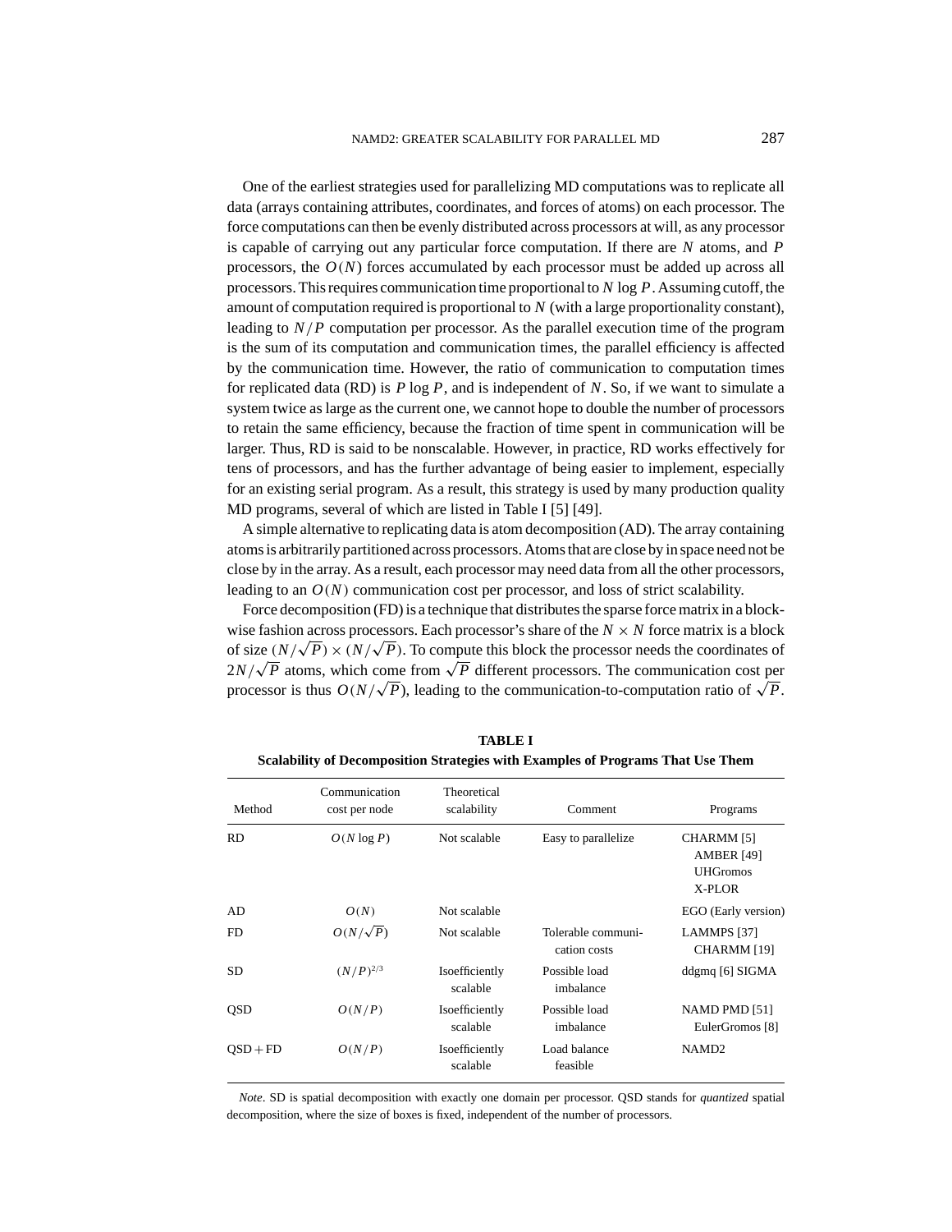One of the earliest strategies used for parallelizing MD computations was to replicate all data (arrays containing attributes, coordinates, and forces of atoms) on each processor. The force computations can then be evenly distributed across processors at will, as any processor is capable of carrying out any particular force computation. If there are *N* atoms, and *P* processors, the  $O(N)$  forces accumulated by each processor must be added up across all processors. This requires communication time proportional to *N* log *P*. Assuming cutoff, the amount of computation required is proportional to *N* (with a large proportionality constant), leading to *N*/*P* computation per processor. As the parallel execution time of the program is the sum of its computation and communication times, the parallel efficiency is affected by the communication time. However, the ratio of communication to computation times for replicated data (RD) is *P* log *P*, and is independent of *N*. So, if we want to simulate a system twice as large as the current one, we cannot hope to double the number of processors to retain the same efficiency, because the fraction of time spent in communication will be larger. Thus, RD is said to be nonscalable. However, in practice, RD works effectively for tens of processors, and has the further advantage of being easier to implement, especially for an existing serial program. As a result, this strategy is used by many production quality MD programs, several of which are listed in Table I [5] [49].

A simple alternative to replicating data is atom decomposition (AD). The array containing atoms is arbitrarily partitioned across processors. Atoms that are close by in space need not be close by in the array. As a result, each processor may need data from all the other processors, leading to an  $O(N)$  communication cost per processor, and loss of strict scalability.

Force decomposition (FD) is a technique that distributes the sparse force matrix in a blockwise fashion across processors. Each processor's share of the  $N \times N$  force matrix is a block of size  $(N/\sqrt{P}) \times (N/\sqrt{P})$ . To compute this block the processor needs the coordinates of  $2N/\sqrt{P}$  atoms, which come from  $\sqrt{P}$  different processors. The communication cost per processor is thus  $O(N/\sqrt{P})$ , leading to the communication-to-computation ratio of  $\sqrt{P}$ .

| Method     | Communication<br>cost per node | Theoretical<br>scalability | Comment                            | Programs                                                     |
|------------|--------------------------------|----------------------------|------------------------------------|--------------------------------------------------------------|
| <b>RD</b>  | $O(N \log P)$                  | Not scalable               | Easy to parallelize                | CHARMM [5]<br><b>AMBER</b> [49]<br><b>UHGromos</b><br>X-PLOR |
| AD         | O(N)                           | Not scalable               |                                    | EGO (Early version)                                          |
| FD.        | $O(N/\sqrt{P})$                | Not scalable               | Tolerable communi-<br>cation costs | LAMMPS [37]<br>CHARMM [19]                                   |
| SD.        | $(N/P)^{2/3}$                  | Isoefficiently<br>scalable | Possible load<br>imbalance         | ddgmq [6] SIGMA                                              |
| <b>OSD</b> | O(N/P)                         | Isoefficiently<br>scalable | Possible load<br>imbalance         | NAMD PMD [51]<br>EulerGromos [8]                             |
| $OSD + FD$ | O(N/P)                         | Isoefficiently<br>scalable | Load balance<br>feasible           | NAMD <sub>2</sub>                                            |

**TABLE I**

*Note*. SD is spatial decomposition with exactly one domain per processor. QSD stands for *quantized* spatial decomposition, where the size of boxes is fixed, independent of the number of processors.

**Scalability of Decomposition Strategies with Examples of Programs That Use Them**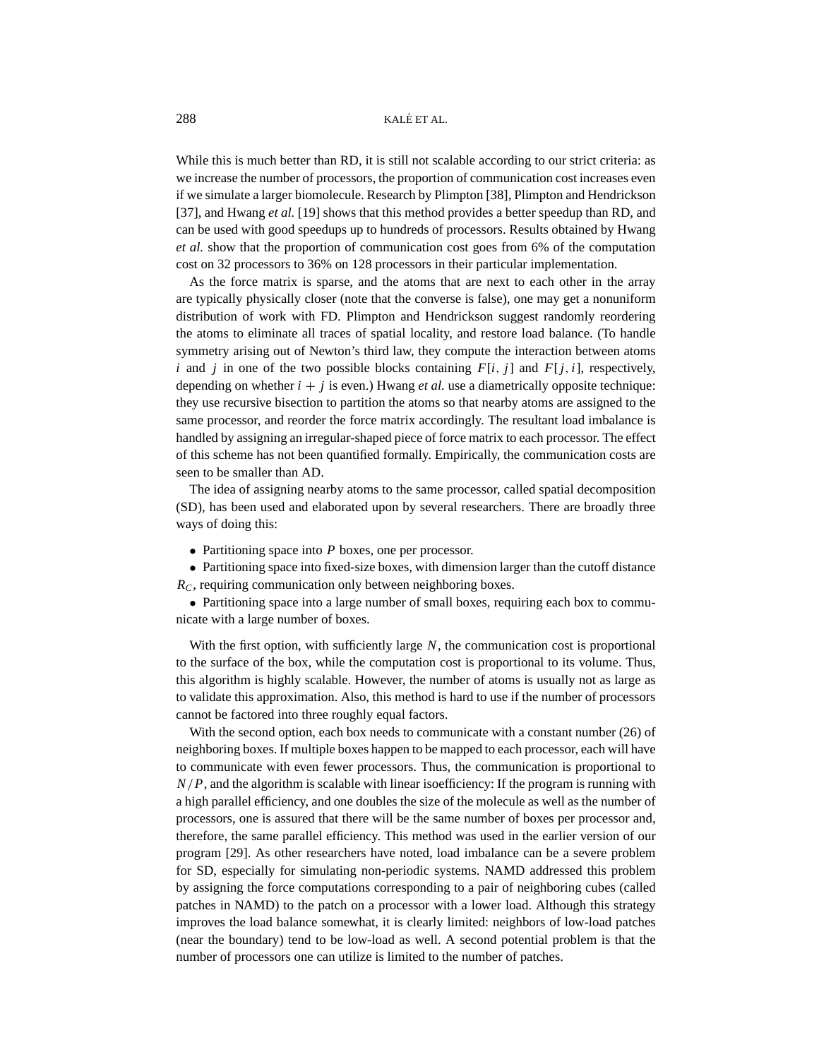While this is much better than RD, it is still not scalable according to our strict criteria: as we increase the number of processors, the proportion of communication cost increases even if we simulate a larger biomolecule. Research by Plimpton [38], Plimpton and Hendrickson [37], and Hwang *et al.* [19] shows that this method provides a better speedup than RD, and can be used with good speedups up to hundreds of processors. Results obtained by Hwang *et al.* show that the proportion of communication cost goes from 6% of the computation cost on 32 processors to 36% on 128 processors in their particular implementation.

As the force matrix is sparse, and the atoms that are next to each other in the array are typically physically closer (note that the converse is false), one may get a nonuniform distribution of work with FD. Plimpton and Hendrickson suggest randomly reordering the atoms to eliminate all traces of spatial locality, and restore load balance. (To handle symmetry arising out of Newton's third law, they compute the interaction between atoms *i* and *j* in one of the two possible blocks containing  $F[i, j]$  and  $F[j, i]$ , respectively, depending on whether  $i + j$  is even.) Hwang *et al.* use a diametrically opposite technique: they use recursive bisection to partition the atoms so that nearby atoms are assigned to the same processor, and reorder the force matrix accordingly. The resultant load imbalance is handled by assigning an irregular-shaped piece of force matrix to each processor. The effect of this scheme has not been quantified formally. Empirically, the communication costs are seen to be smaller than AD.

The idea of assigning nearby atoms to the same processor, called spatial decomposition (SD), has been used and elaborated upon by several researchers. There are broadly three ways of doing this:

• Partitioning space into *P* boxes, one per processor.

• Partitioning space into fixed-size boxes, with dimension larger than the cutoff distance *R<sub>C</sub>*, requiring communication only between neighboring boxes.

• Partitioning space into a large number of small boxes, requiring each box to communicate with a large number of boxes.

With the first option, with sufficiently large *N*, the communication cost is proportional to the surface of the box, while the computation cost is proportional to its volume. Thus, this algorithm is highly scalable. However, the number of atoms is usually not as large as to validate this approximation. Also, this method is hard to use if the number of processors cannot be factored into three roughly equal factors.

With the second option, each box needs to communicate with a constant number (26) of neighboring boxes. If multiple boxes happen to be mapped to each processor, each will have to communicate with even fewer processors. Thus, the communication is proportional to *N*/*P*, and the algorithm is scalable with linear isoefficiency: If the program is running with a high parallel efficiency, and one doubles the size of the molecule as well as the number of processors, one is assured that there will be the same number of boxes per processor and, therefore, the same parallel efficiency. This method was used in the earlier version of our program [29]. As other researchers have noted, load imbalance can be a severe problem for SD, especially for simulating non-periodic systems. NAMD addressed this problem by assigning the force computations corresponding to a pair of neighboring cubes (called patches in NAMD) to the patch on a processor with a lower load. Although this strategy improves the load balance somewhat, it is clearly limited: neighbors of low-load patches (near the boundary) tend to be low-load as well. A second potential problem is that the number of processors one can utilize is limited to the number of patches.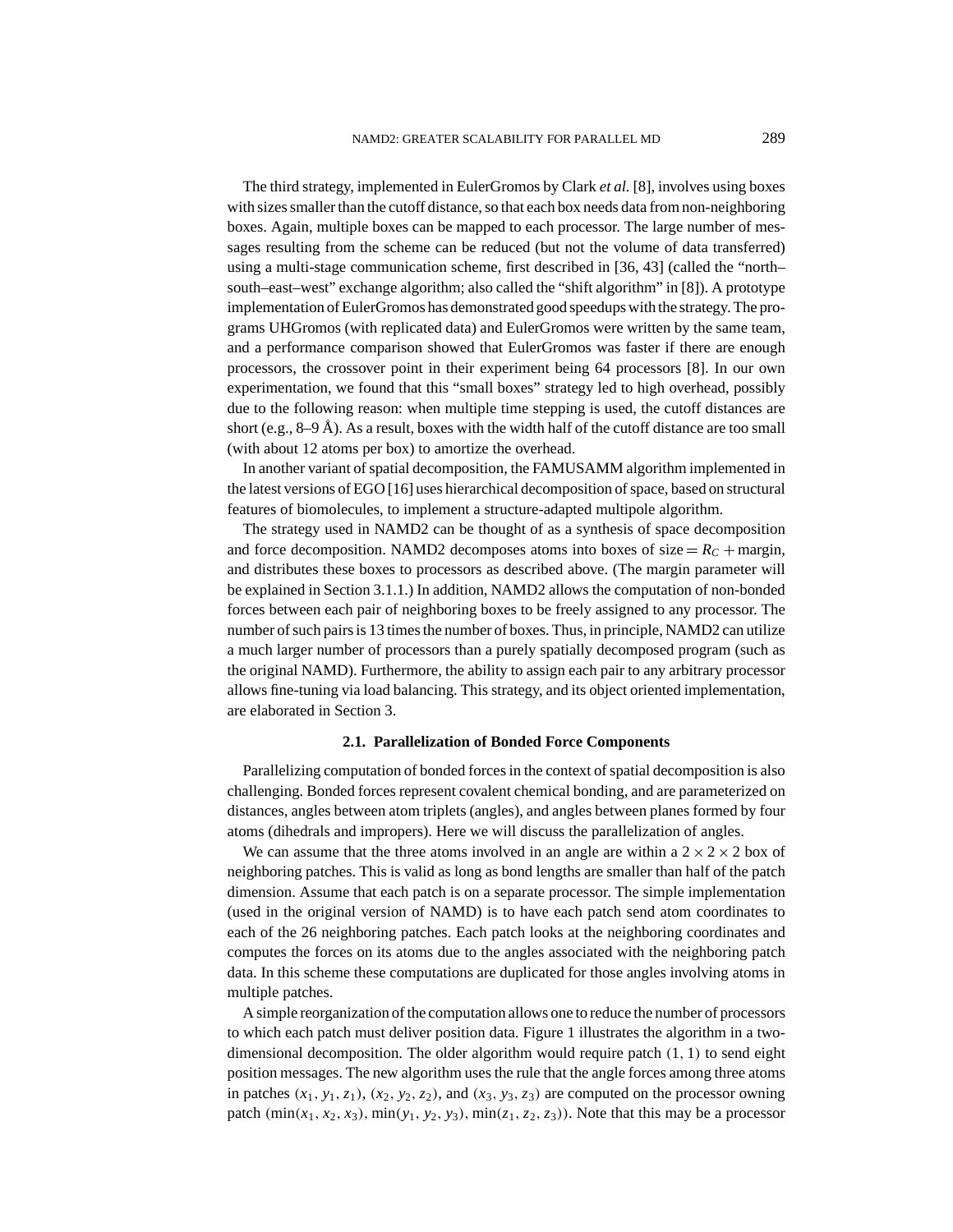The third strategy, implemented in EulerGromos by Clark *et al.* [8], involves using boxes with sizes smaller than the cutoff distance, so that each box needs data from non-neighboring boxes. Again, multiple boxes can be mapped to each processor. The large number of messages resulting from the scheme can be reduced (but not the volume of data transferred) using a multi-stage communication scheme, first described in [36, 43] (called the "north– south–east–west" exchange algorithm; also called the "shift algorithm" in [8]). A prototype implementation of EulerGromos has demonstrated good speedups with the strategy. The programs UHGromos (with replicated data) and EulerGromos were written by the same team, and a performance comparison showed that EulerGromos was faster if there are enough processors, the crossover point in their experiment being 64 processors [8]. In our own experimentation, we found that this "small boxes" strategy led to high overhead, possibly due to the following reason: when multiple time stepping is used, the cutoff distances are short (e.g.,  $8-9$  Å). As a result, boxes with the width half of the cutoff distance are too small (with about 12 atoms per box) to amortize the overhead.

In another variant of spatial decomposition, the FAMUSAMM algorithm implemented in the latest versions of EGO [16] uses hierarchical decomposition of space, based on structural features of biomolecules, to implement a structure-adapted multipole algorithm.

The strategy used in NAMD2 can be thought of as a synthesis of space decomposition and force decomposition. NAMD2 decomposes atoms into boxes of size  $= R<sub>C</sub> + \text{margin}$ , and distributes these boxes to processors as described above. (The margin parameter will be explained in Section 3.1.1.) In addition, NAMD2 allows the computation of non-bonded forces between each pair of neighboring boxes to be freely assigned to any processor. The number of such pairs is 13 times the number of boxes. Thus, in principle, NAMD2 can utilize a much larger number of processors than a purely spatially decomposed program (such as the original NAMD). Furthermore, the ability to assign each pair to any arbitrary processor allows fine-tuning via load balancing. This strategy, and its object oriented implementation, are elaborated in Section 3.

#### **2.1. Parallelization of Bonded Force Components**

Parallelizing computation of bonded forces in the context of spatial decomposition is also challenging. Bonded forces represent covalent chemical bonding, and are parameterized on distances, angles between atom triplets (angles), and angles between planes formed by four atoms (dihedrals and impropers). Here we will discuss the parallelization of angles.

We can assume that the three atoms involved in an angle are within a  $2 \times 2 \times 2$  box of neighboring patches. This is valid as long as bond lengths are smaller than half of the patch dimension. Assume that each patch is on a separate processor. The simple implementation (used in the original version of NAMD) is to have each patch send atom coordinates to each of the 26 neighboring patches. Each patch looks at the neighboring coordinates and computes the forces on its atoms due to the angles associated with the neighboring patch data. In this scheme these computations are duplicated for those angles involving atoms in multiple patches.

A simple reorganization of the computation allows one to reduce the number of processors to which each patch must deliver position data. Figure 1 illustrates the algorithm in a twodimensional decomposition. The older algorithm would require patch  $(1, 1)$  to send eight position messages. The new algorithm uses the rule that the angle forces among three atoms in patches  $(x_1, y_1, z_1)$ ,  $(x_2, y_2, z_2)$ , and  $(x_3, y_3, z_3)$  are computed on the processor owning patch  $(\min(x_1, x_2, x_3), \min(y_1, y_2, y_3), \min(z_1, z_2, z_3))$ . Note that this may be a processor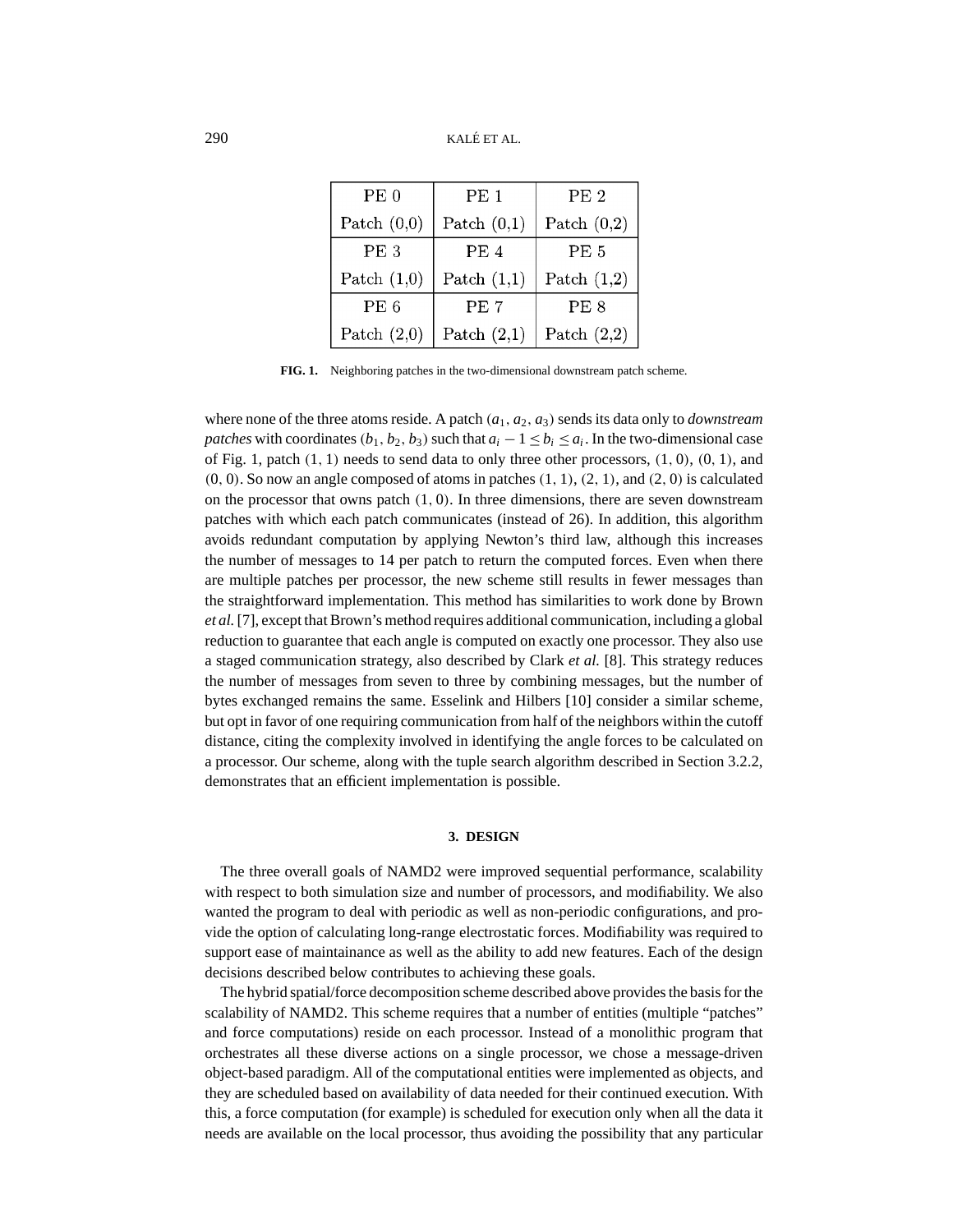| PE <sub>0</sub> | <b>PE 1</b>   | PE <sub>2</sub> |  |  |
|-----------------|---------------|-----------------|--|--|
| Patch $(0,0)$   | Patch $(0,1)$ | Patch $(0,2)$   |  |  |
| <b>PE3</b>      | <b>PE4</b>    | <b>PE 5</b>     |  |  |
| Patch $(1,0)$   | Patch $(1,1)$ | Patch $(1,2)$   |  |  |
| PE6             | PE 7          | PE 8            |  |  |
| Patch $(2,0)$   | Patch $(2,1)$ | Patch $(2,2)$   |  |  |

**FIG. 1.** Neighboring patches in the two-dimensional downstream patch scheme.

where none of the three atoms reside. A patch (*a*1, *a*2, *a*3) sends its data only to *downstream patches* with coordinates  $(b_1, b_2, b_3)$  such that  $a_i - 1 \leq b_i \leq a_i$ . In the two-dimensional case of Fig. 1, patch  $(1, 1)$  needs to send data to only three other processors,  $(1, 0)$ ,  $(0, 1)$ , and  $(0, 0)$ . So now an angle composed of atoms in patches  $(1, 1)$ ,  $(2, 1)$ , and  $(2, 0)$  is calculated on the processor that owns patch  $(1, 0)$ . In three dimensions, there are seven downstream patches with which each patch communicates (instead of 26). In addition, this algorithm avoids redundant computation by applying Newton's third law, although this increases the number of messages to 14 per patch to return the computed forces. Even when there are multiple patches per processor, the new scheme still results in fewer messages than the straightforward implementation. This method has similarities to work done by Brown *et al.*[7], except that Brown's method requires additional communication, including a global reduction to guarantee that each angle is computed on exactly one processor. They also use a staged communication strategy, also described by Clark *et al.* [8]. This strategy reduces the number of messages from seven to three by combining messages, but the number of bytes exchanged remains the same. Esselink and Hilbers [10] consider a similar scheme, but opt in favor of one requiring communication from half of the neighbors within the cutoff distance, citing the complexity involved in identifying the angle forces to be calculated on a processor. Our scheme, along with the tuple search algorithm described in Section 3.2.2, demonstrates that an efficient implementation is possible.

#### **3. DESIGN**

The three overall goals of NAMD2 were improved sequential performance, scalability with respect to both simulation size and number of processors, and modifiability. We also wanted the program to deal with periodic as well as non-periodic configurations, and provide the option of calculating long-range electrostatic forces. Modifiability was required to support ease of maintainance as well as the ability to add new features. Each of the design decisions described below contributes to achieving these goals.

The hybrid spatial/force decomposition scheme described above provides the basis for the scalability of NAMD2. This scheme requires that a number of entities (multiple "patches" and force computations) reside on each processor. Instead of a monolithic program that orchestrates all these diverse actions on a single processor, we chose a message-driven object-based paradigm. All of the computational entities were implemented as objects, and they are scheduled based on availability of data needed for their continued execution. With this, a force computation (for example) is scheduled for execution only when all the data it needs are available on the local processor, thus avoiding the possibility that any particular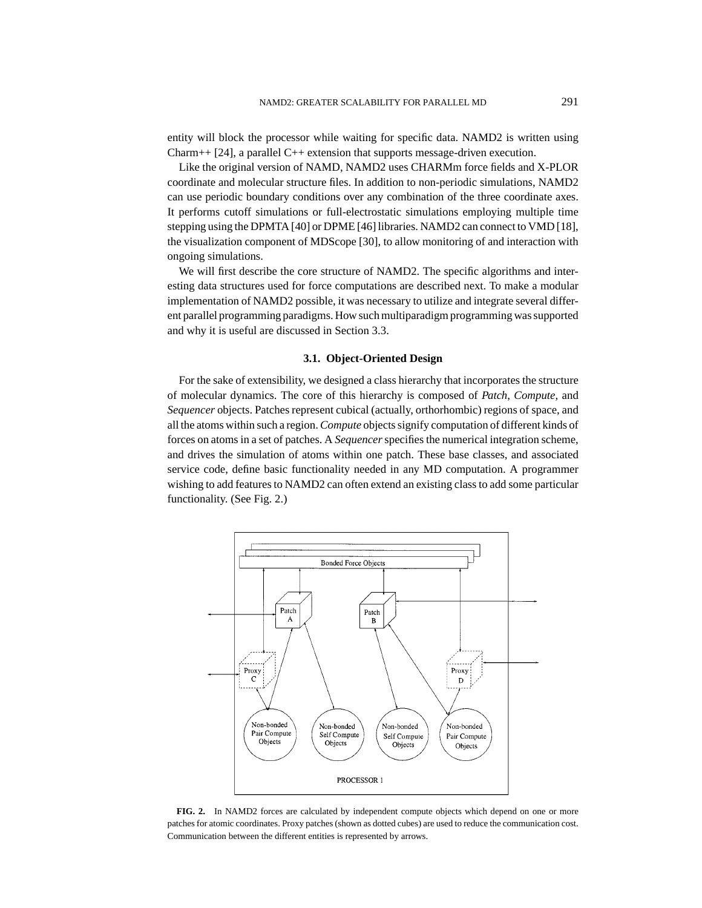entity will block the processor while waiting for specific data. NAMD2 is written using Charm++ [24], a parallel C++ extension that supports message-driven execution.

Like the original version of NAMD, NAMD2 uses CHARMm force fields and X-PLOR coordinate and molecular structure files. In addition to non-periodic simulations, NAMD2 can use periodic boundary conditions over any combination of the three coordinate axes. It performs cutoff simulations or full-electrostatic simulations employing multiple time stepping using the DPMTA [40] or DPME [46] libraries. NAMD2 can connect to VMD [18], the visualization component of MDScope [30], to allow monitoring of and interaction with ongoing simulations.

We will first describe the core structure of NAMD2. The specific algorithms and interesting data structures used for force computations are described next. To make a modular implementation of NAMD2 possible, it was necessary to utilize and integrate several different parallel programming paradigms. How such multiparadigm programming was supported and why it is useful are discussed in Section 3.3.

#### **3.1. Object-Oriented Design**

For the sake of extensibility, we designed a class hierarchy that incorporates the structure of molecular dynamics. The core of this hierarchy is composed of *Patch*, *Compute*, and *Sequencer* objects. Patches represent cubical (actually, orthorhombic) regions of space, and all the atoms within such a region.*Compute* objects signify computation of different kinds of forces on atoms in a set of patches. A *Sequencer*specifies the numerical integration scheme, and drives the simulation of atoms within one patch. These base classes, and associated service code, define basic functionality needed in any MD computation. A programmer wishing to add features to NAMD2 can often extend an existing class to add some particular functionality. (See Fig. 2.)



**FIG. 2.** In NAMD2 forces are calculated by independent compute objects which depend on one or more patches for atomic coordinates. Proxy patches (shown as dotted cubes) are used to reduce the communication cost. Communication between the different entities is represented by arrows.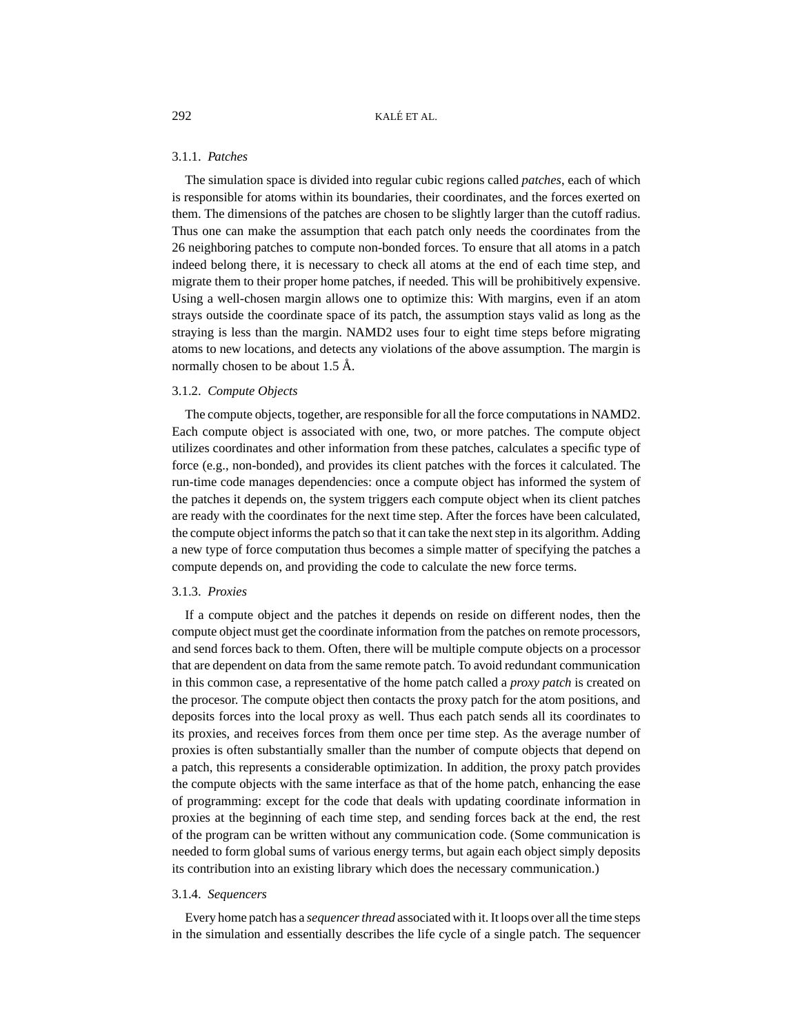# 3.1.1. *Patches*

The simulation space is divided into regular cubic regions called *patches*, each of which is responsible for atoms within its boundaries, their coordinates, and the forces exerted on them. The dimensions of the patches are chosen to be slightly larger than the cutoff radius. Thus one can make the assumption that each patch only needs the coordinates from the 26 neighboring patches to compute non-bonded forces. To ensure that all atoms in a patch indeed belong there, it is necessary to check all atoms at the end of each time step, and migrate them to their proper home patches, if needed. This will be prohibitively expensive. Using a well-chosen margin allows one to optimize this: With margins, even if an atom strays outside the coordinate space of its patch, the assumption stays valid as long as the straying is less than the margin. NAMD2 uses four to eight time steps before migrating atoms to new locations, and detects any violations of the above assumption. The margin is normally chosen to be about  $1.5 \text{ Å}$ .

## 3.1.2. *Compute Objects*

The compute objects, together, are responsible for all the force computations in NAMD2. Each compute object is associated with one, two, or more patches. The compute object utilizes coordinates and other information from these patches, calculates a specific type of force (e.g., non-bonded), and provides its client patches with the forces it calculated. The run-time code manages dependencies: once a compute object has informed the system of the patches it depends on, the system triggers each compute object when its client patches are ready with the coordinates for the next time step. After the forces have been calculated, the compute object informs the patch so that it can take the next step in its algorithm. Adding a new type of force computation thus becomes a simple matter of specifying the patches a compute depends on, and providing the code to calculate the new force terms.

#### 3.1.3. *Proxies*

If a compute object and the patches it depends on reside on different nodes, then the compute object must get the coordinate information from the patches on remote processors, and send forces back to them. Often, there will be multiple compute objects on a processor that are dependent on data from the same remote patch. To avoid redundant communication in this common case, a representative of the home patch called a *proxy patch* is created on the procesor. The compute object then contacts the proxy patch for the atom positions, and deposits forces into the local proxy as well. Thus each patch sends all its coordinates to its proxies, and receives forces from them once per time step. As the average number of proxies is often substantially smaller than the number of compute objects that depend on a patch, this represents a considerable optimization. In addition, the proxy patch provides the compute objects with the same interface as that of the home patch, enhancing the ease of programming: except for the code that deals with updating coordinate information in proxies at the beginning of each time step, and sending forces back at the end, the rest of the program can be written without any communication code. (Some communication is needed to form global sums of various energy terms, but again each object simply deposits its contribution into an existing library which does the necessary communication.)

#### 3.1.4. *Sequencers*

Every home patch has a *sequencer thread* associated with it. It loops over all the time steps in the simulation and essentially describes the life cycle of a single patch. The sequencer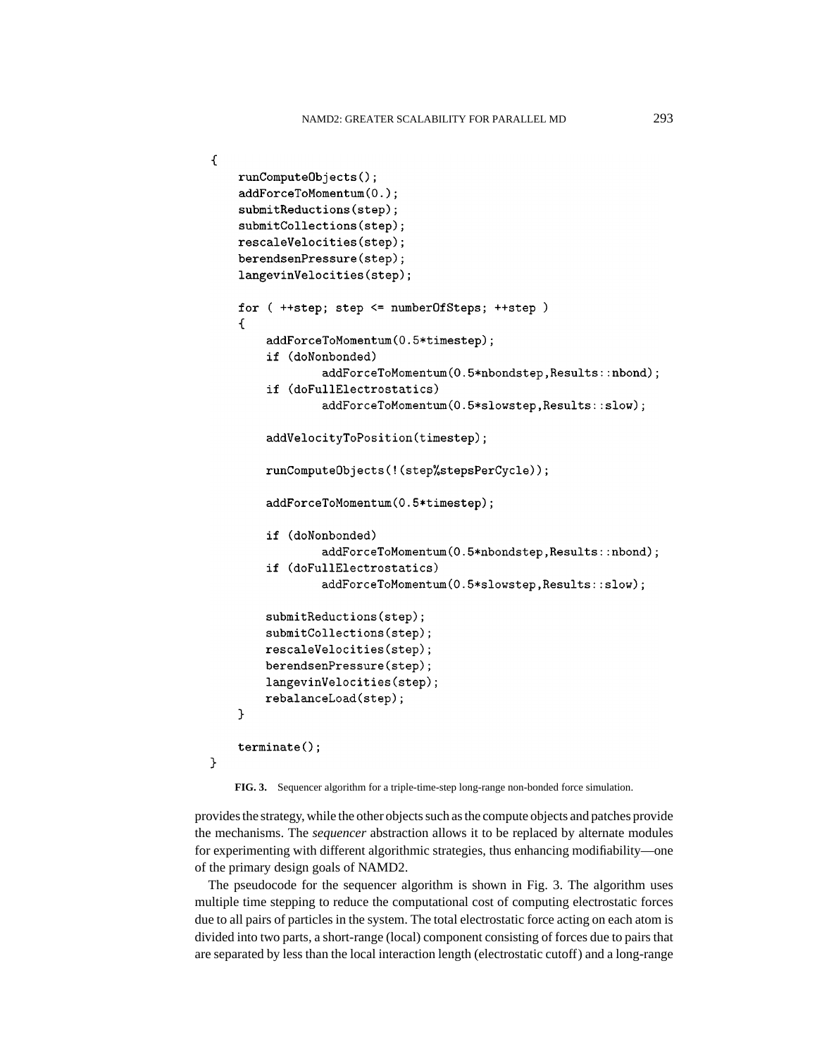

}

```
runComputeObjects();
addForceToMomentum(0.):submitReductions(step);
submitCollections(step);
rescaleVelocities(step);
berendsenPressure(step);
langevinVelocities(step);
for ( ++step; step <= numberOfSteps; ++step )
\overline{A}addForceToMomentum(0.5*timestep);
    if (doNonbonded)
            addForceToMomentum(0.5*nbondstep, Results::nbond);
    if (doFullElectrostatics)
            addForceToMomentum(0.5*slowstep, Results::slow);
    addVelocityToPosition(timestep);
    runComputeObjects(!(step%stepsPerCycle));
    addForceToMomentum(0.5*timestep);
    if (doNonbonded)
            addForceToMomentum(0.5*nbondstep, Results::nbond);
    if (doFullElectrostatics)
            addForceToMomentum(0.5*slowstep, Results::slow);
    submitReductions(step);
    submitCollections(step);
    rescaleVelocities(step);
    berendsenPressure(step);
    langevinVelocities(step);
    rebalanceLoad(step);
J
\texttt{terminate}();
```
**FIG. 3.** Sequencer algorithm for a triple-time-step long-range non-bonded force simulation.

provides the strategy, while the other objects such as the compute objects and patches provide the mechanisms. The *sequencer* abstraction allows it to be replaced by alternate modules for experimenting with different algorithmic strategies, thus enhancing modifiability—one of the primary design goals of NAMD2.

The pseudocode for the sequencer algorithm is shown in Fig. 3. The algorithm uses multiple time stepping to reduce the computational cost of computing electrostatic forces due to all pairs of particles in the system. The total electrostatic force acting on each atom is divided into two parts, a short-range (local) component consisting of forces due to pairs that are separated by less than the local interaction length (electrostatic cutoff) and a long-range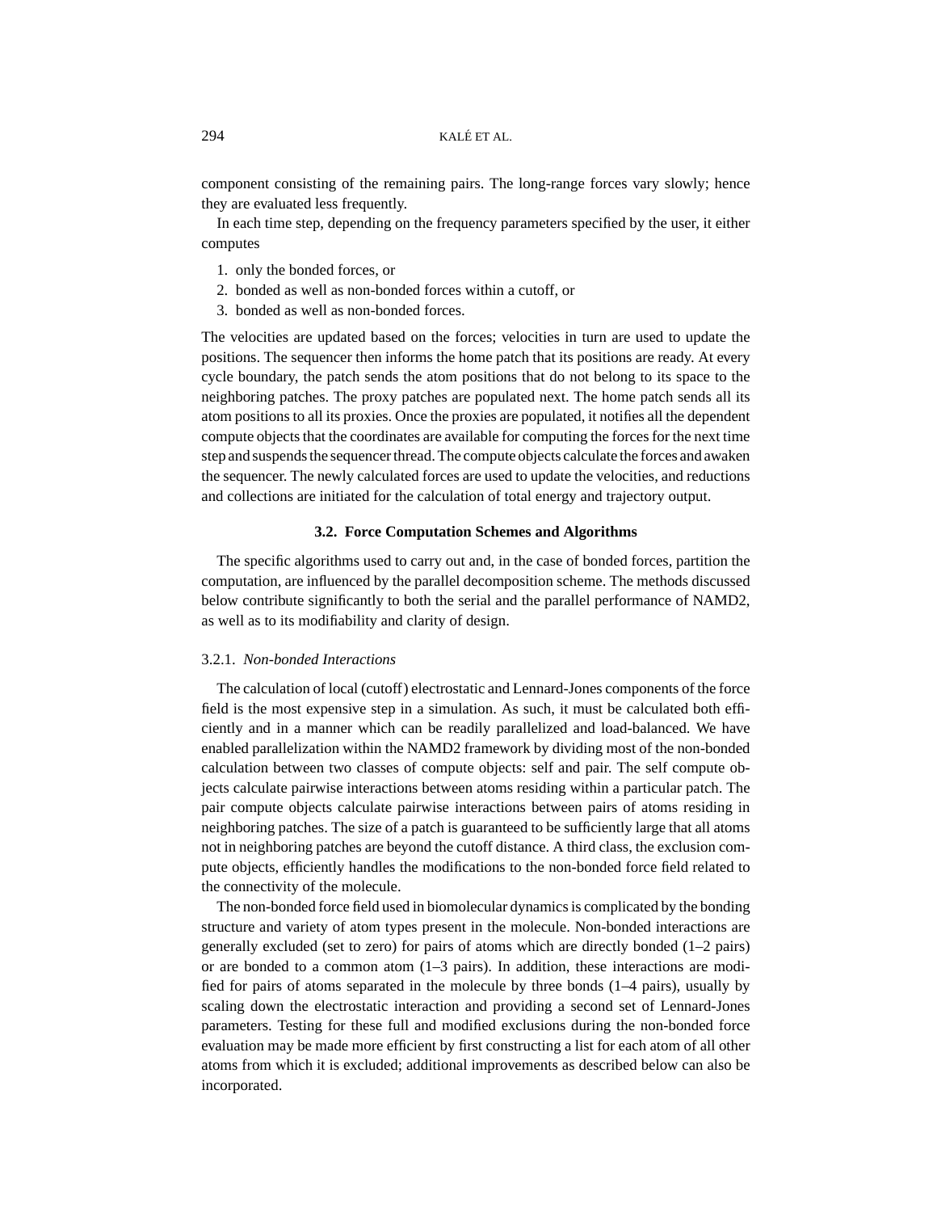component consisting of the remaining pairs. The long-range forces vary slowly; hence they are evaluated less frequently.

In each time step, depending on the frequency parameters specified by the user, it either computes

- 1. only the bonded forces, or
- 2. bonded as well as non-bonded forces within a cutoff, or
- 3. bonded as well as non-bonded forces.

The velocities are updated based on the forces; velocities in turn are used to update the positions. The sequencer then informs the home patch that its positions are ready. At every cycle boundary, the patch sends the atom positions that do not belong to its space to the neighboring patches. The proxy patches are populated next. The home patch sends all its atom positions to all its proxies. Once the proxies are populated, it notifies all the dependent compute objects that the coordinates are available for computing the forces for the next time step and suspends the sequencer thread. The compute objects calculate the forces and awaken the sequencer. The newly calculated forces are used to update the velocities, and reductions and collections are initiated for the calculation of total energy and trajectory output.

# **3.2. Force Computation Schemes and Algorithms**

The specific algorithms used to carry out and, in the case of bonded forces, partition the computation, are influenced by the parallel decomposition scheme. The methods discussed below contribute significantly to both the serial and the parallel performance of NAMD2, as well as to its modifiability and clarity of design.

## 3.2.1. *Non-bonded Interactions*

The calculation of local (cutoff) electrostatic and Lennard-Jones components of the force field is the most expensive step in a simulation. As such, it must be calculated both efficiently and in a manner which can be readily parallelized and load-balanced. We have enabled parallelization within the NAMD2 framework by dividing most of the non-bonded calculation between two classes of compute objects: self and pair. The self compute objects calculate pairwise interactions between atoms residing within a particular patch. The pair compute objects calculate pairwise interactions between pairs of atoms residing in neighboring patches. The size of a patch is guaranteed to be sufficiently large that all atoms not in neighboring patches are beyond the cutoff distance. A third class, the exclusion compute objects, efficiently handles the modifications to the non-bonded force field related to the connectivity of the molecule.

The non-bonded force field used in biomolecular dynamics is complicated by the bonding structure and variety of atom types present in the molecule. Non-bonded interactions are generally excluded (set to zero) for pairs of atoms which are directly bonded (1–2 pairs) or are bonded to a common atom (1–3 pairs). In addition, these interactions are modified for pairs of atoms separated in the molecule by three bonds (1–4 pairs), usually by scaling down the electrostatic interaction and providing a second set of Lennard-Jones parameters. Testing for these full and modified exclusions during the non-bonded force evaluation may be made more efficient by first constructing a list for each atom of all other atoms from which it is excluded; additional improvements as described below can also be incorporated.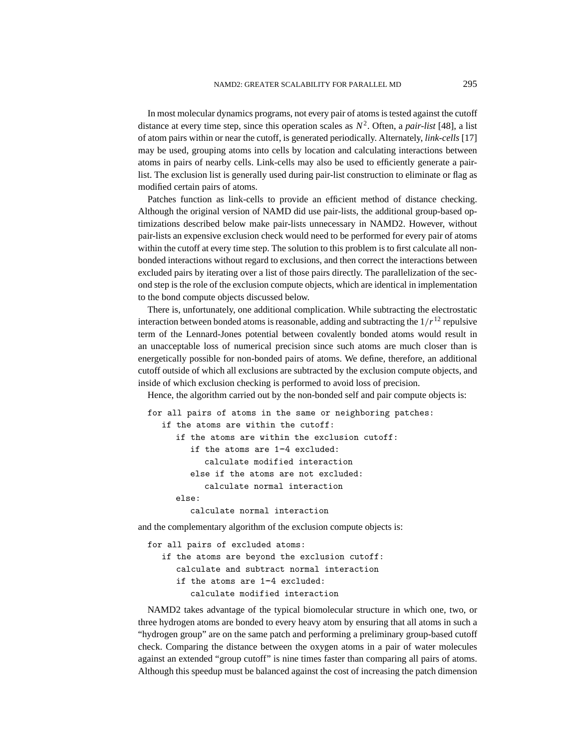In most molecular dynamics programs, not every pair of atoms is tested against the cutoff distance at every time step, since this operation scales as  $N^2$ . Often, a *pair-list* [48], a list of atom pairs within or near the cutoff, is generated periodically. Alternately, *link-cells* [17] may be used, grouping atoms into cells by location and calculating interactions between atoms in pairs of nearby cells. Link-cells may also be used to efficiently generate a pairlist. The exclusion list is generally used during pair-list construction to eliminate or flag as modified certain pairs of atoms.

Patches function as link-cells to provide an efficient method of distance checking. Although the original version of NAMD did use pair-lists, the additional group-based optimizations described below make pair-lists unnecessary in NAMD2. However, without pair-lists an expensive exclusion check would need to be performed for every pair of atoms within the cutoff at every time step. The solution to this problem is to first calculate all nonbonded interactions without regard to exclusions, and then correct the interactions between excluded pairs by iterating over a list of those pairs directly. The parallelization of the second step is the role of the exclusion compute objects, which are identical in implementation to the bond compute objects discussed below.

There is, unfortunately, one additional complication. While subtracting the electrostatic interaction between bonded atoms is reasonable, adding and subtracting the  $1/r^{12}$  repulsive term of the Lennard-Jones potential between covalently bonded atoms would result in an unacceptable loss of numerical precision since such atoms are much closer than is energetically possible for non-bonded pairs of atoms. We define, therefore, an additional cutoff outside of which all exclusions are subtracted by the exclusion compute objects, and inside of which exclusion checking is performed to avoid loss of precision.

Hence, the algorithm carried out by the non-bonded self and pair compute objects is:

```
for all pairs of atoms in the same or neighboring patches:
  if the atoms are within the cutoff:
     if the atoms are within the exclusion cutoff:
        if the atoms are 1-4 excluded:
           calculate modified interaction
        else if the atoms are not excluded:
           calculate normal interaction
     else:
        calculate normal interaction
```
and the complementary algorithm of the exclusion compute objects is:

```
for all pairs of excluded atoms:
   if the atoms are beyond the exclusion cutoff:
      calculate and subtract normal interaction
      if the atoms are 1-4 excluded:
        calculate modified interaction
```
NAMD2 takes advantage of the typical biomolecular structure in which one, two, or three hydrogen atoms are bonded to every heavy atom by ensuring that all atoms in such a "hydrogen group" are on the same patch and performing a preliminary group-based cutoff check. Comparing the distance between the oxygen atoms in a pair of water molecules against an extended "group cutoff" is nine times faster than comparing all pairs of atoms. Although this speedup must be balanced against the cost of increasing the patch dimension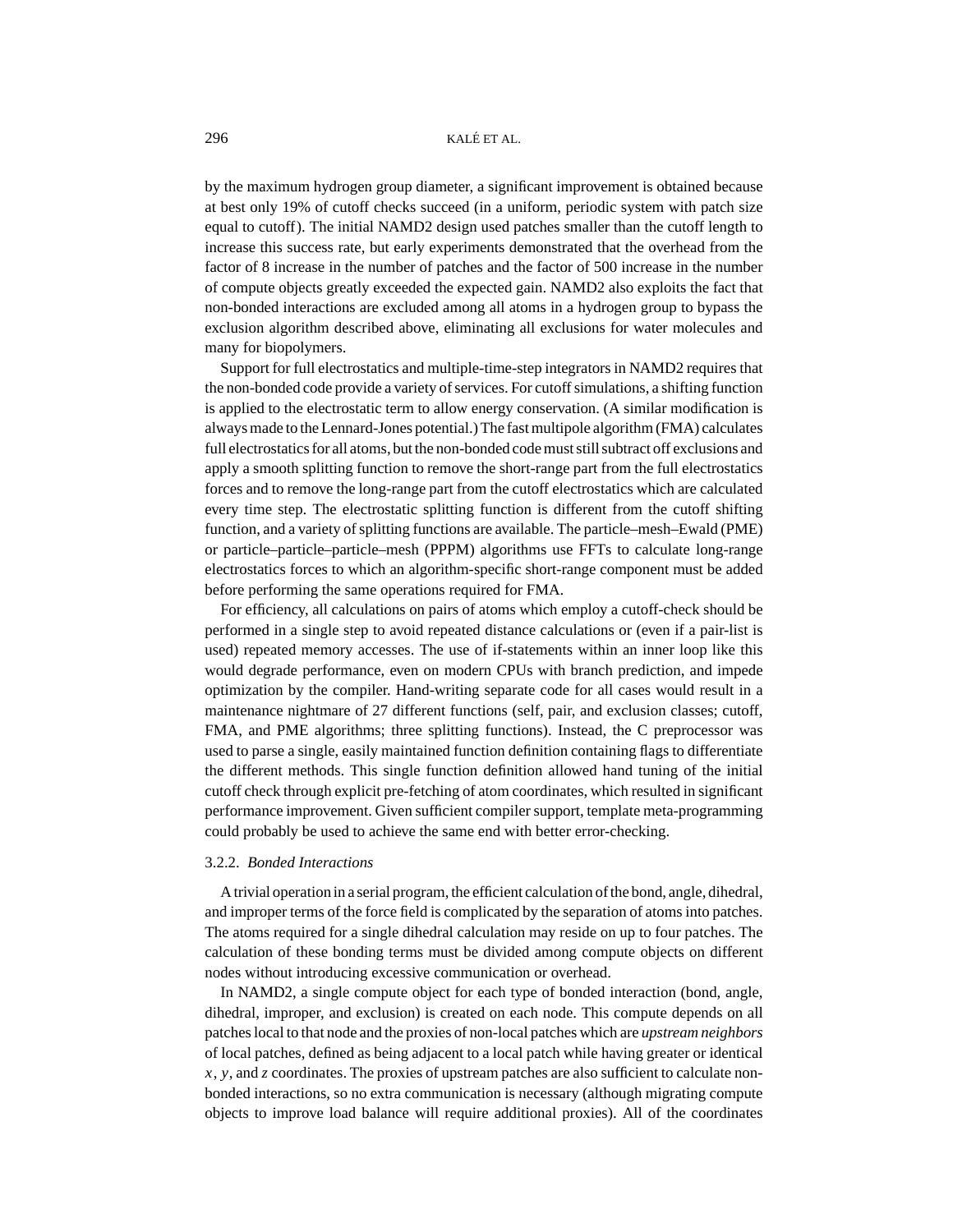by the maximum hydrogen group diameter, a significant improvement is obtained because at best only 19% of cutoff checks succeed (in a uniform, periodic system with patch size equal to cutoff). The initial NAMD2 design used patches smaller than the cutoff length to increase this success rate, but early experiments demonstrated that the overhead from the factor of 8 increase in the number of patches and the factor of 500 increase in the number of compute objects greatly exceeded the expected gain. NAMD2 also exploits the fact that non-bonded interactions are excluded among all atoms in a hydrogen group to bypass the exclusion algorithm described above, eliminating all exclusions for water molecules and many for biopolymers.

Support for full electrostatics and multiple-time-step integrators in NAMD2 requires that the non-bonded code provide a variety of services. For cutoff simulations, a shifting function is applied to the electrostatic term to allow energy conservation. (A similar modification is always made to the Lennard-Jones potential.) The fast multipole algorithm (FMA) calculates full electrostatics for all atoms, but the non-bonded code must still subtract off exclusions and apply a smooth splitting function to remove the short-range part from the full electrostatics forces and to remove the long-range part from the cutoff electrostatics which are calculated every time step. The electrostatic splitting function is different from the cutoff shifting function, and a variety of splitting functions are available. The particle–mesh–Ewald (PME) or particle–particle–particle–mesh (PPPM) algorithms use FFTs to calculate long-range electrostatics forces to which an algorithm-specific short-range component must be added before performing the same operations required for FMA.

For efficiency, all calculations on pairs of atoms which employ a cutoff-check should be performed in a single step to avoid repeated distance calculations or (even if a pair-list is used) repeated memory accesses. The use of if-statements within an inner loop like this would degrade performance, even on modern CPUs with branch prediction, and impede optimization by the compiler. Hand-writing separate code for all cases would result in a maintenance nightmare of 27 different functions (self, pair, and exclusion classes; cutoff, FMA, and PME algorithms; three splitting functions). Instead, the C preprocessor was used to parse a single, easily maintained function definition containing flags to differentiate the different methods. This single function definition allowed hand tuning of the initial cutoff check through explicit pre-fetching of atom coordinates, which resulted in significant performance improvement. Given sufficient compiler support, template meta-programming could probably be used to achieve the same end with better error-checking.

## 3.2.2. *Bonded Interactions*

A trivial operation in a serial program, the efficient calculation of the bond, angle, dihedral, and improper terms of the force field is complicated by the separation of atoms into patches. The atoms required for a single dihedral calculation may reside on up to four patches. The calculation of these bonding terms must be divided among compute objects on different nodes without introducing excessive communication or overhead.

In NAMD2, a single compute object for each type of bonded interaction (bond, angle, dihedral, improper, and exclusion) is created on each node. This compute depends on all patches local to that node and the proxies of non-local patches which are *upstream neighbors* of local patches, defined as being adjacent to a local patch while having greater or identical *x*, *y*, and *z* coordinates. The proxies of upstream patches are also sufficient to calculate nonbonded interactions, so no extra communication is necessary (although migrating compute objects to improve load balance will require additional proxies). All of the coordinates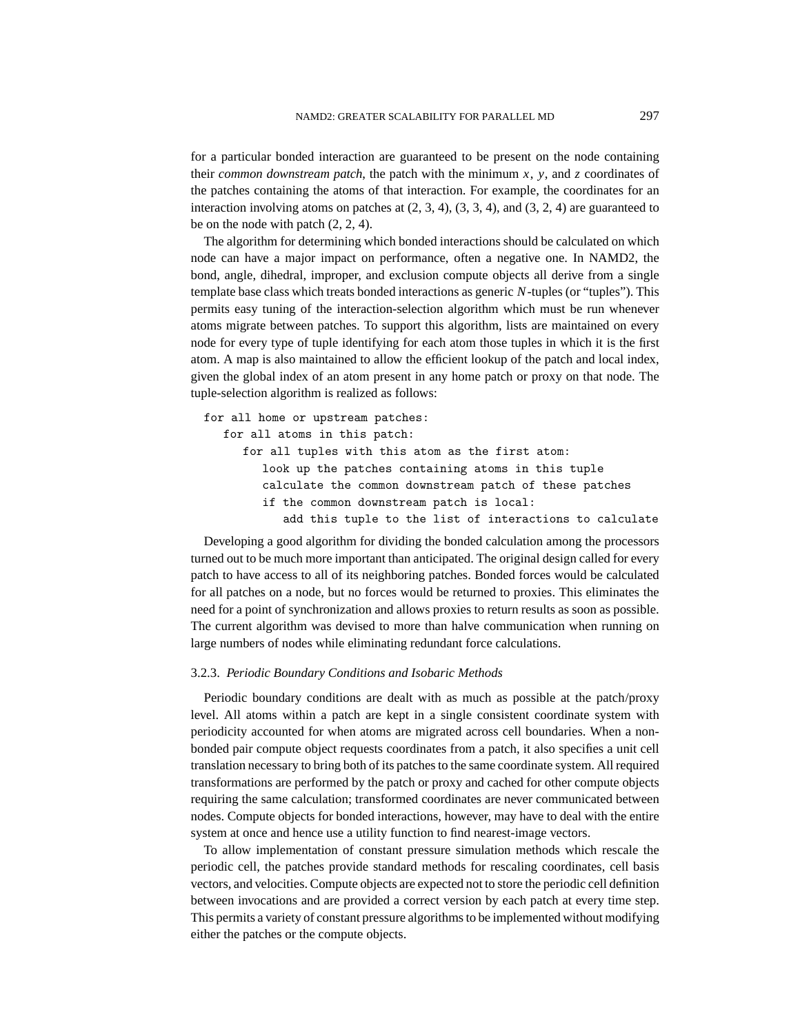for a particular bonded interaction are guaranteed to be present on the node containing their *common downstream patch*, the patch with the minimum *x*, *y*, and *z* coordinates of the patches containing the atoms of that interaction. For example, the coordinates for an interaction involving atoms on patches at  $(2, 3, 4)$ ,  $(3, 3, 4)$ , and  $(3, 2, 4)$  are guaranteed to be on the node with patch (2, 2, 4).

The algorithm for determining which bonded interactions should be calculated on which node can have a major impact on performance, often a negative one. In NAMD2, the bond, angle, dihedral, improper, and exclusion compute objects all derive from a single template base class which treats bonded interactions as generic *N*-tuples (or "tuples"). This permits easy tuning of the interaction-selection algorithm which must be run whenever atoms migrate between patches. To support this algorithm, lists are maintained on every node for every type of tuple identifying for each atom those tuples in which it is the first atom. A map is also maintained to allow the efficient lookup of the patch and local index, given the global index of an atom present in any home patch or proxy on that node. The tuple-selection algorithm is realized as follows:

```
for all home or upstream patches:
  for all atoms in this patch:
     for all tuples with this atom as the first atom:
        look up the patches containing atoms in this tuple
        calculate the common downstream patch of these patches
        if the common downstream patch is local:
           add this tuple to the list of interactions to calculate
```
Developing a good algorithm for dividing the bonded calculation among the processors turned out to be much more important than anticipated. The original design called for every patch to have access to all of its neighboring patches. Bonded forces would be calculated for all patches on a node, but no forces would be returned to proxies. This eliminates the need for a point of synchronization and allows proxies to return results as soon as possible. The current algorithm was devised to more than halve communication when running on large numbers of nodes while eliminating redundant force calculations.

## 3.2.3. *Periodic Boundary Conditions and Isobaric Methods*

Periodic boundary conditions are dealt with as much as possible at the patch/proxy level. All atoms within a patch are kept in a single consistent coordinate system with periodicity accounted for when atoms are migrated across cell boundaries. When a nonbonded pair compute object requests coordinates from a patch, it also specifies a unit cell translation necessary to bring both of its patches to the same coordinate system. All required transformations are performed by the patch or proxy and cached for other compute objects requiring the same calculation; transformed coordinates are never communicated between nodes. Compute objects for bonded interactions, however, may have to deal with the entire system at once and hence use a utility function to find nearest-image vectors.

To allow implementation of constant pressure simulation methods which rescale the periodic cell, the patches provide standard methods for rescaling coordinates, cell basis vectors, and velocities. Compute objects are expected not to store the periodic cell definition between invocations and are provided a correct version by each patch at every time step. This permits a variety of constant pressure algorithms to be implemented without modifying either the patches or the compute objects.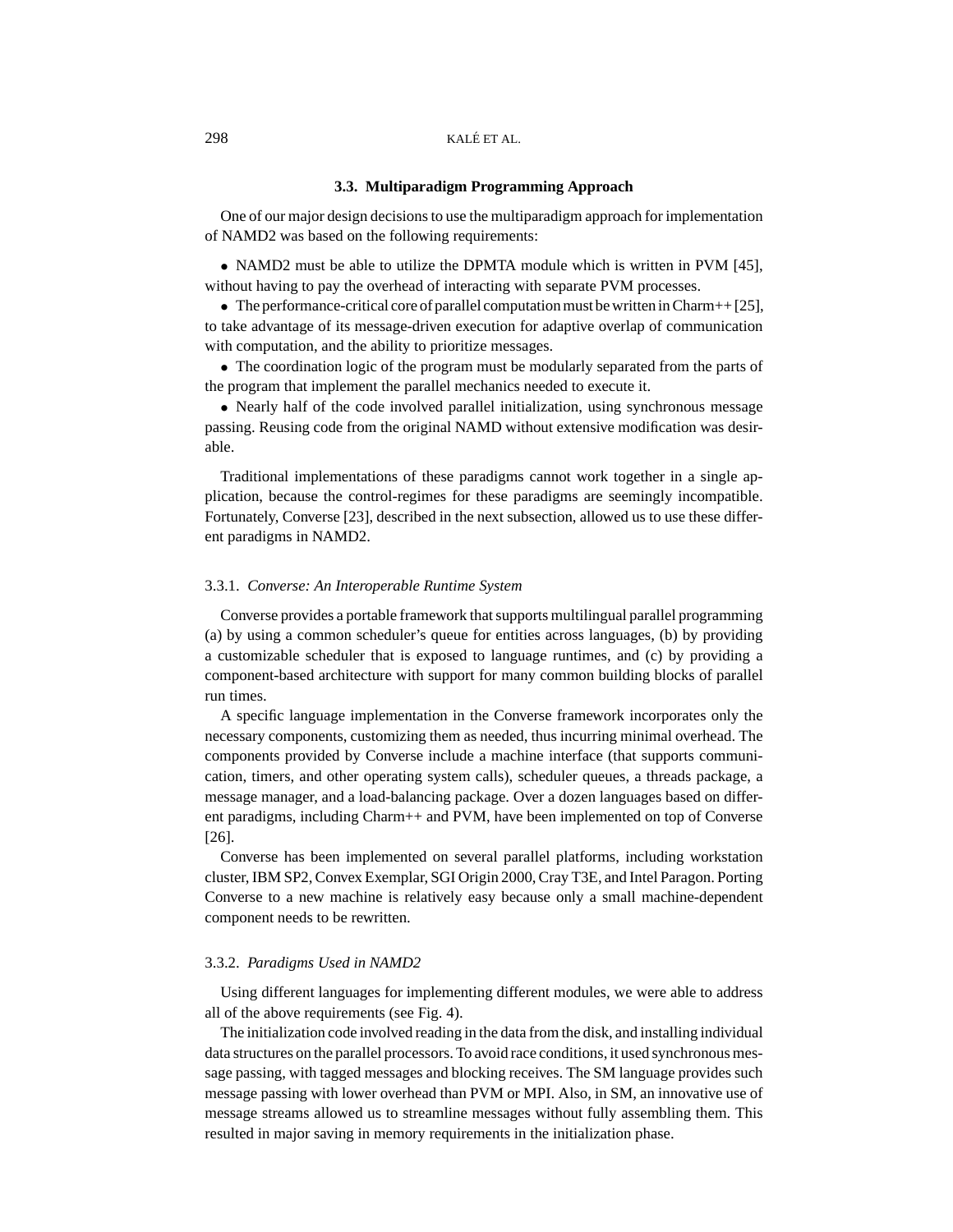## **3.3. Multiparadigm Programming Approach**

One of our major design decisions to use the multiparadigm approach for implementation of NAMD2 was based on the following requirements:

• NAMD2 must be able to utilize the DPMTA module which is written in PVM [45], without having to pay the overhead of interacting with separate PVM processes.

• The performance-critical core of parallel computation must be written in Charm $++$  [25], to take advantage of its message-driven execution for adaptive overlap of communication with computation, and the ability to prioritize messages.

• The coordination logic of the program must be modularly separated from the parts of the program that implement the parallel mechanics needed to execute it.

• Nearly half of the code involved parallel initialization, using synchronous message passing. Reusing code from the original NAMD without extensive modification was desirable.

Traditional implementations of these paradigms cannot work together in a single application, because the control-regimes for these paradigms are seemingly incompatible. Fortunately, Converse [23], described in the next subsection, allowed us to use these different paradigms in NAMD2.

# 3.3.1. *Converse: An Interoperable Runtime System*

Converse provides a portable framework that supports multilingual parallel programming (a) by using a common scheduler's queue for entities across languages, (b) by providing a customizable scheduler that is exposed to language runtimes, and (c) by providing a component-based architecture with support for many common building blocks of parallel run times.

A specific language implementation in the Converse framework incorporates only the necessary components, customizing them as needed, thus incurring minimal overhead. The components provided by Converse include a machine interface (that supports communication, timers, and other operating system calls), scheduler queues, a threads package, a message manager, and a load-balancing package. Over a dozen languages based on different paradigms, including Charm++ and PVM, have been implemented on top of Converse [26].

Converse has been implemented on several parallel platforms, including workstation cluster, IBM SP2, Convex Exemplar, SGI Origin 2000, Cray T3E, and Intel Paragon. Porting Converse to a new machine is relatively easy because only a small machine-dependent component needs to be rewritten.

#### 3.3.2. *Paradigms Used in NAMD2*

Using different languages for implementing different modules, we were able to address all of the above requirements (see Fig. 4).

The initialization code involved reading in the data from the disk, and installing individual data structures on the parallel processors. To avoid race conditions, it used synchronous message passing, with tagged messages and blocking receives. The SM language provides such message passing with lower overhead than PVM or MPI. Also, in SM, an innovative use of message streams allowed us to streamline messages without fully assembling them. This resulted in major saving in memory requirements in the initialization phase.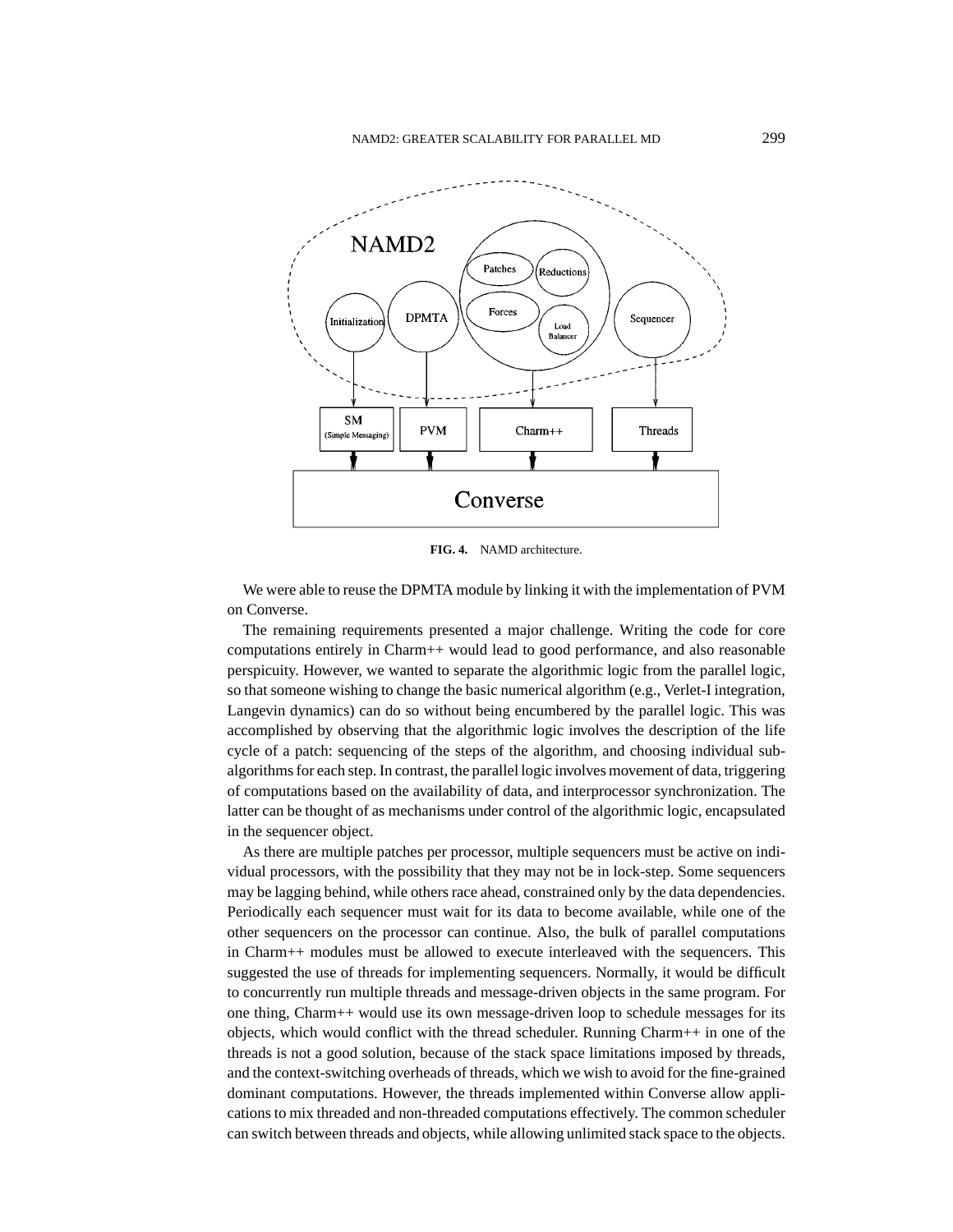

**FIG. 4.** NAMD architecture.

We were able to reuse the DPMTA module by linking it with the implementation of PVM on Converse.

The remaining requirements presented a major challenge. Writing the code for core computations entirely in Charm++ would lead to good performance, and also reasonable perspicuity. However, we wanted to separate the algorithmic logic from the parallel logic, so that someone wishing to change the basic numerical algorithm (e.g., Verlet-I integration, Langevin dynamics) can do so without being encumbered by the parallel logic. This was accomplished by observing that the algorithmic logic involves the description of the life cycle of a patch: sequencing of the steps of the algorithm, and choosing individual subalgorithms for each step. In contrast, the parallel logic involves movement of data, triggering of computations based on the availability of data, and interprocessor synchronization. The latter can be thought of as mechanisms under control of the algorithmic logic, encapsulated in the sequencer object.

As there are multiple patches per processor, multiple sequencers must be active on individual processors, with the possibility that they may not be in lock-step. Some sequencers may be lagging behind, while others race ahead, constrained only by the data dependencies. Periodically each sequencer must wait for its data to become available, while one of the other sequencers on the processor can continue. Also, the bulk of parallel computations in Charm++ modules must be allowed to execute interleaved with the sequencers. This suggested the use of threads for implementing sequencers. Normally, it would be difficult to concurrently run multiple threads and message-driven objects in the same program. For one thing, Charm++ would use its own message-driven loop to schedule messages for its objects, which would conflict with the thread scheduler. Running Charm++ in one of the threads is not a good solution, because of the stack space limitations imposed by threads, and the context-switching overheads of threads, which we wish to avoid for the fine-grained dominant computations. However, the threads implemented within Converse allow applications to mix threaded and non-threaded computations effectively. The common scheduler can switch between threads and objects, while allowing unlimited stack space to the objects.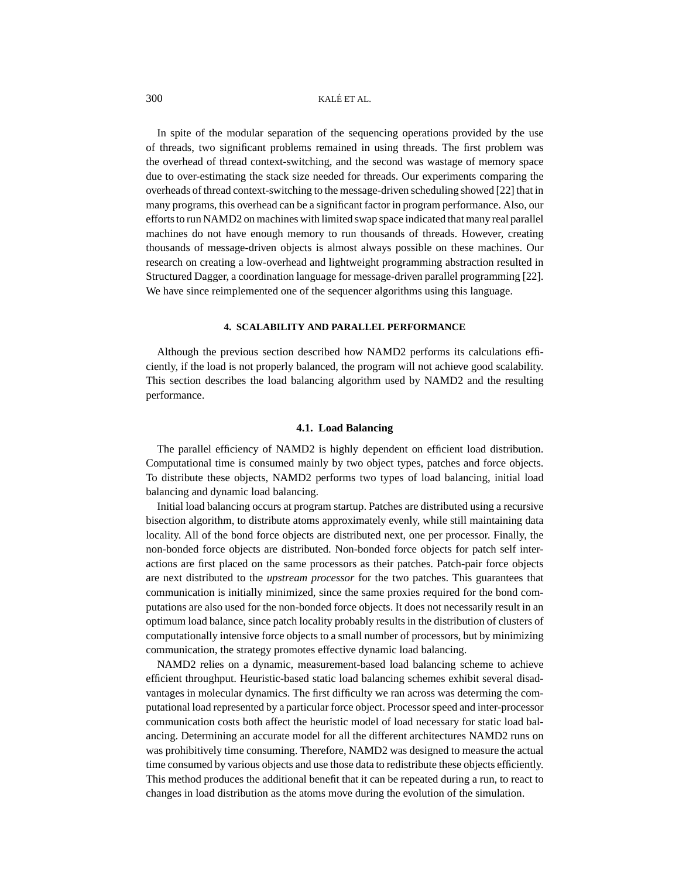In spite of the modular separation of the sequencing operations provided by the use of threads, two significant problems remained in using threads. The first problem was the overhead of thread context-switching, and the second was wastage of memory space due to over-estimating the stack size needed for threads. Our experiments comparing the overheads of thread context-switching to the message-driven scheduling showed [22] that in many programs, this overhead can be a significant factor in program performance. Also, our efforts to run NAMD2 on machines with limited swap space indicated that many real parallel machines do not have enough memory to run thousands of threads. However, creating thousands of message-driven objects is almost always possible on these machines. Our research on creating a low-overhead and lightweight programming abstraction resulted in Structured Dagger, a coordination language for message-driven parallel programming [22]. We have since reimplemented one of the sequencer algorithms using this language.

#### **4. SCALABILITY AND PARALLEL PERFORMANCE**

Although the previous section described how NAMD2 performs its calculations efficiently, if the load is not properly balanced, the program will not achieve good scalability. This section describes the load balancing algorithm used by NAMD2 and the resulting performance.

## **4.1. Load Balancing**

The parallel efficiency of NAMD2 is highly dependent on efficient load distribution. Computational time is consumed mainly by two object types, patches and force objects. To distribute these objects, NAMD2 performs two types of load balancing, initial load balancing and dynamic load balancing.

Initial load balancing occurs at program startup. Patches are distributed using a recursive bisection algorithm, to distribute atoms approximately evenly, while still maintaining data locality. All of the bond force objects are distributed next, one per processor. Finally, the non-bonded force objects are distributed. Non-bonded force objects for patch self interactions are first placed on the same processors as their patches. Patch-pair force objects are next distributed to the *upstream processor* for the two patches. This guarantees that communication is initially minimized, since the same proxies required for the bond computations are also used for the non-bonded force objects. It does not necessarily result in an optimum load balance, since patch locality probably results in the distribution of clusters of computationally intensive force objects to a small number of processors, but by minimizing communication, the strategy promotes effective dynamic load balancing.

NAMD2 relies on a dynamic, measurement-based load balancing scheme to achieve efficient throughput. Heuristic-based static load balancing schemes exhibit several disadvantages in molecular dynamics. The first difficulty we ran across was determing the computational load represented by a particular force object. Processor speed and inter-processor communication costs both affect the heuristic model of load necessary for static load balancing. Determining an accurate model for all the different architectures NAMD2 runs on was prohibitively time consuming. Therefore, NAMD2 was designed to measure the actual time consumed by various objects and use those data to redistribute these objects efficiently. This method produces the additional benefit that it can be repeated during a run, to react to changes in load distribution as the atoms move during the evolution of the simulation.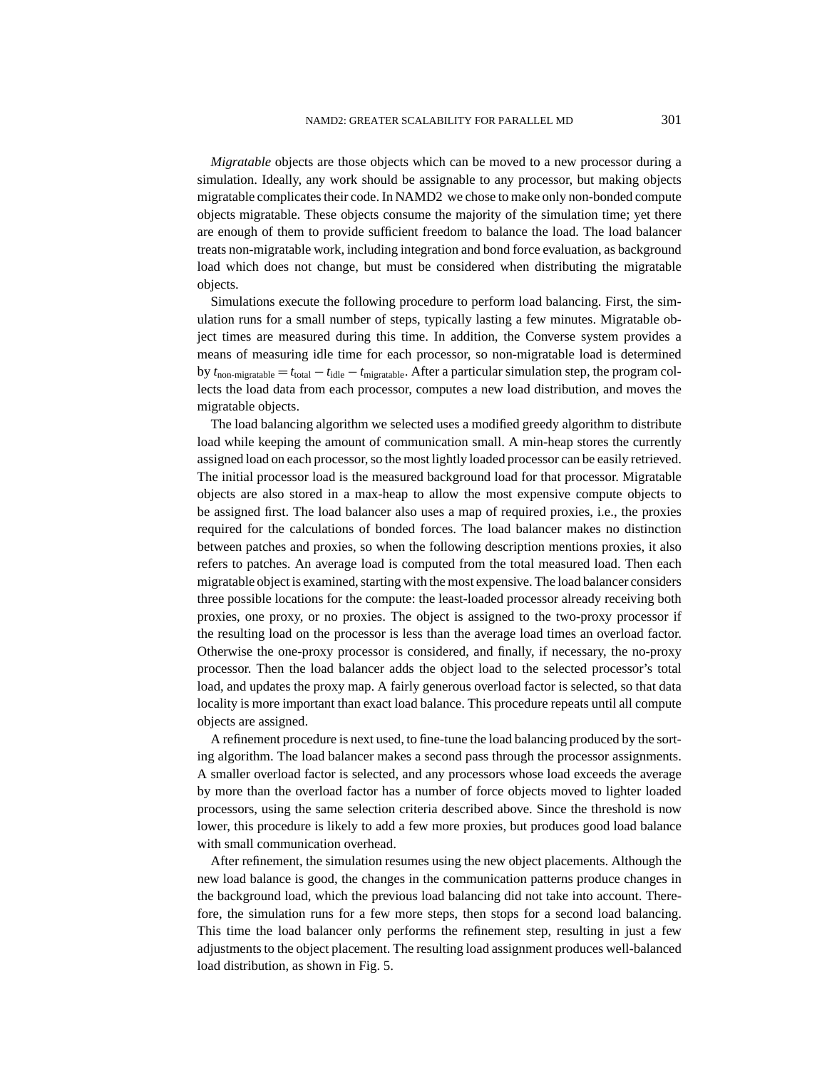*Migratable* objects are those objects which can be moved to a new processor during a simulation. Ideally, any work should be assignable to any processor, but making objects migratable complicates their code. In NAMD2 we chose to make only non-bonded compute objects migratable. These objects consume the majority of the simulation time; yet there are enough of them to provide sufficient freedom to balance the load. The load balancer treats non-migratable work, including integration and bond force evaluation, as background load which does not change, but must be considered when distributing the migratable objects.

Simulations execute the following procedure to perform load balancing. First, the simulation runs for a small number of steps, typically lasting a few minutes. Migratable object times are measured during this time. In addition, the Converse system provides a means of measuring idle time for each processor, so non-migratable load is determined by  $t_{\text{non-migratable}} = t_{\text{total}} - t_{\text{idle}} - t_{\text{migratable}}$ . After a particular simulation step, the program collects the load data from each processor, computes a new load distribution, and moves the migratable objects.

The load balancing algorithm we selected uses a modified greedy algorithm to distribute load while keeping the amount of communication small. A min-heap stores the currently assigned load on each processor, so the most lightly loaded processor can be easily retrieved. The initial processor load is the measured background load for that processor. Migratable objects are also stored in a max-heap to allow the most expensive compute objects to be assigned first. The load balancer also uses a map of required proxies, i.e., the proxies required for the calculations of bonded forces. The load balancer makes no distinction between patches and proxies, so when the following description mentions proxies, it also refers to patches. An average load is computed from the total measured load. Then each migratable object is examined, starting with the most expensive. The load balancer considers three possible locations for the compute: the least-loaded processor already receiving both proxies, one proxy, or no proxies. The object is assigned to the two-proxy processor if the resulting load on the processor is less than the average load times an overload factor. Otherwise the one-proxy processor is considered, and finally, if necessary, the no-proxy processor. Then the load balancer adds the object load to the selected processor's total load, and updates the proxy map. A fairly generous overload factor is selected, so that data locality is more important than exact load balance. This procedure repeats until all compute objects are assigned.

A refinement procedure is next used, to fine-tune the load balancing produced by the sorting algorithm. The load balancer makes a second pass through the processor assignments. A smaller overload factor is selected, and any processors whose load exceeds the average by more than the overload factor has a number of force objects moved to lighter loaded processors, using the same selection criteria described above. Since the threshold is now lower, this procedure is likely to add a few more proxies, but produces good load balance with small communication overhead.

After refinement, the simulation resumes using the new object placements. Although the new load balance is good, the changes in the communication patterns produce changes in the background load, which the previous load balancing did not take into account. Therefore, the simulation runs for a few more steps, then stops for a second load balancing. This time the load balancer only performs the refinement step, resulting in just a few adjustments to the object placement. The resulting load assignment produces well-balanced load distribution, as shown in Fig. 5.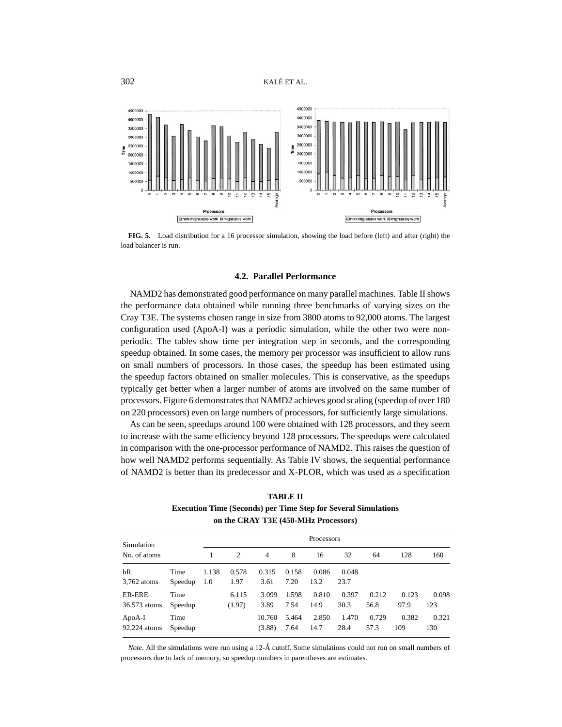

**FIG. 5.** Load distribution for a 16 processor simulation, showing the load before (left) and after (right) the load balancer is run.

#### **4.2. Parallel Performance**

NAMD2 has demonstrated good performance on many parallel machines. Table II shows the performance data obtained while running three benchmarks of varying sizes on the Cray T3E. The systems chosen range in size from 3800 atoms to 92,000 atoms. The largest configuration used (ApoA-I) was a periodic simulation, while the other two were nonperiodic. The tables show time per integration step in seconds, and the corresponding speedup obtained. In some cases, the memory per processor was insufficient to allow runs on small numbers of processors. In those cases, the speedup has been estimated using the speedup factors obtained on smaller molecules. This is conservative, as the speedups typically get better when a larger number of atoms are involved on the same number of processors. Figure 6 demonstrates that NAMD2 achieves good scaling (speedup of over 180 on 220 processors) even on large numbers of processors, for sufficiently large simulations.

As can be seen, speedups around 100 were obtained with 128 processors, and they seem to increase with the same efficiency beyond 128 processors. The speedups were calculated in comparison with the one-processor performance of NAMD2. This raises the question of how well NAMD2 performs sequentially. As Table IV shows, the sequential performance of NAMD2 is better than its predecessor and X-PLOR, which was used as a specification

| Simulation<br>No. of atoms    |                 |              | Processors      |                  |               |               |               |               |               |              |  |
|-------------------------------|-----------------|--------------|-----------------|------------------|---------------|---------------|---------------|---------------|---------------|--------------|--|
|                               |                 |              | 2               | 4                | 8             | 16            | 32            | 64            | 128           | 160          |  |
| bR<br>$3,762$ atoms           | Time<br>Speedup | 1.138<br>1.0 | 0.578<br>1.97   | 0.315<br>3.61    | 0.158<br>7.20 | 0.086<br>13.2 | 0.048<br>23.7 |               |               |              |  |
| <b>ER-ERE</b><br>36,573 atoms | Time<br>Speedup |              | 6.115<br>(1.97) | 3.099<br>3.89    | 1.598<br>7.54 | 0.810<br>14.9 | 0.397<br>30.3 | 0.212<br>56.8 | 0.123<br>97.9 | 0.098<br>123 |  |
| $ApoA-I$<br>92,224 atoms      | Time<br>Speedup |              |                 | 10.760<br>(3.88) | 5.464<br>7.64 | 2.850<br>14.7 | 1.470<br>28.4 | 0.729<br>57.3 | 0.382<br>109  | 0.321<br>130 |  |

**TABLE II Execution Time (Seconds) per Time Step for Several Simulations on the CRAY T3E (450-MHz Processors)**

*Note*. All the simulations were run using a 12-Å cutoff. Some simulations could not run on small numbers of processors due to lack of memory, so speedup numbers in parentheses are estimates.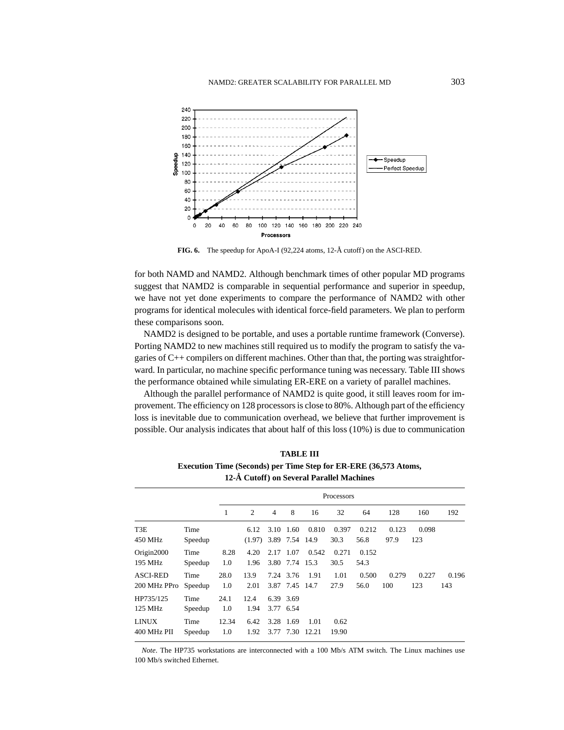

**FIG. 6.** The speedup for ApoA-I (92,224 atoms, 12-Å cutoff) on the ASCI-RED.

for both NAMD and NAMD2. Although benchmark times of other popular MD programs suggest that NAMD2 is comparable in sequential performance and superior in speedup, we have not yet done experiments to compare the performance of NAMD2 with other programs for identical molecules with identical force-field parameters. We plan to perform these comparisons soon.

NAMD2 is designed to be portable, and uses a portable runtime framework (Converse). Porting NAMD2 to new machines still required us to modify the program to satisfy the vagaries of  $C_{++}$  compilers on different machines. Other than that, the porting was straightforward. In particular, no machine specific performance tuning was necessary. Table III shows the performance obtained while simulating ER-ERE on a variety of parallel machines.

Although the parallel performance of NAMD2 is quite good, it still leaves room for improvement. The efficiency on 128 processors is close to 80%. Although part of the efficiency loss is inevitable due to communication overhead, we believe that further improvement is possible. Our analysis indicates that about half of this loss (10%) is due to communication

|                                 | 12-A Cuton) on several I alance machines |              |                |                |                             |               |               |               |               |              |              |
|---------------------------------|------------------------------------------|--------------|----------------|----------------|-----------------------------|---------------|---------------|---------------|---------------|--------------|--------------|
|                                 |                                          | Processors   |                |                |                             |               |               |               |               |              |              |
|                                 |                                          | 1            | 2              | $\overline{4}$ | 8                           | 16            | 32            | 64            | 128           | 160          | 192          |
| T3E<br>450 MHz                  | Time<br>Speedup                          |              | 6.12<br>(1.97) |                | 3.10 1.60<br>3.89 7.54 14.9 | 0.810         | 0.397<br>30.3 | 0.212<br>56.8 | 0.123<br>97.9 | 0.098<br>123 |              |
| Origin2000<br>195 MHz           | Time<br>Speedup                          | 8.28<br>1.0  | 4.20<br>1.96   | 2.17 1.07      | 3.80 7.74                   | 0.542<br>15.3 | 0.271<br>30.5 | 0.152<br>54.3 |               |              |              |
| <b>ASCI-RED</b><br>200 MHz PPro | Time<br>Speedup                          | 28.0<br>1.0  | 13.9<br>2.01   |                | 7.24 3.76<br>3.87 7.45 14.7 | 1.91          | 1.01<br>27.9  | 0.500<br>56.0 | 0.279<br>100  | 0.227<br>123 | 0.196<br>143 |
| HP735/125<br>125 MHz            | Time<br>Speedup                          | 24.1<br>1.0  | 12.4<br>1.94   | 3.77 6.54      | 6.39 3.69                   |               |               |               |               |              |              |
| <b>LINUX</b><br>400 MHz PII     | Time<br>Speedup                          | 12.34<br>1.0 | 6.42<br>1.92   | 3.28 1.69      | 3.77 7.30                   | 1.01<br>12.21 | 0.62<br>19.90 |               |               |              |              |

**TABLE III Execution Time (Seconds) per Time Step for ER-ERE (36,573 Atoms, 12-A Cutoff) on Several Parallel Machines ˚**

*Note*. The HP735 workstations are interconnected with a 100 Mb/s ATM switch. The Linux machines use 100 Mb/s switched Ethernet.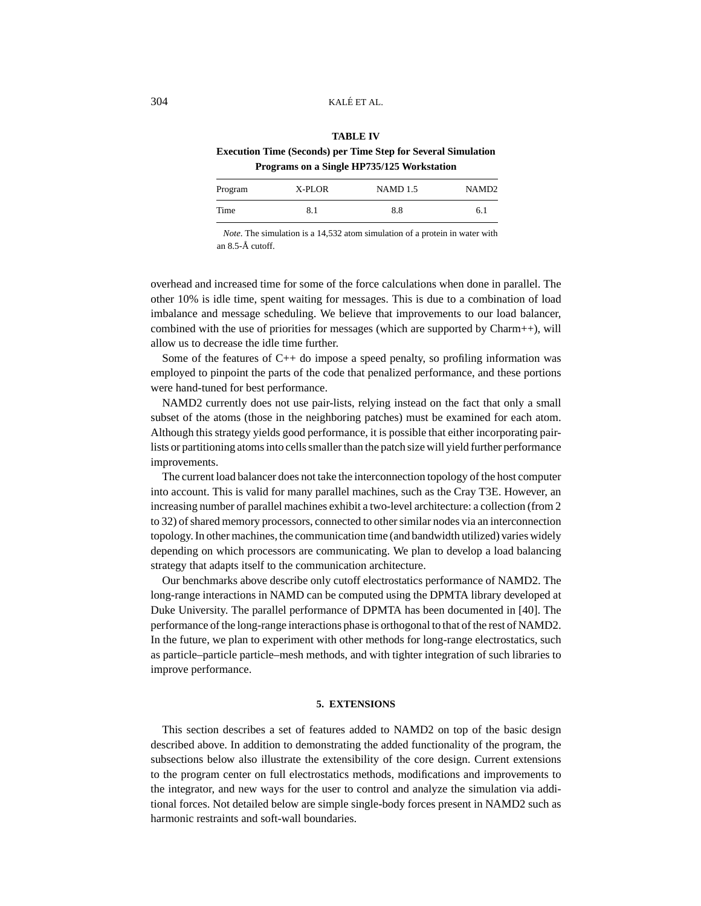#### **TABLE IV**

| Program | X-PLOR | NAMD 1.5 | NAMD <sub>2</sub> |
|---------|--------|----------|-------------------|
| Time    | 8.1    | 8.8      | 6.1               |

**Execution Time (Seconds) per Time Step for Several Simulation Programs on a Single HP735/125 Workstation**

*Note*. The simulation is a 14,532 atom simulation of a protein in water with an  $8.5-\text{\AA}$  cutoff.

overhead and increased time for some of the force calculations when done in parallel. The other 10% is idle time, spent waiting for messages. This is due to a combination of load imbalance and message scheduling. We believe that improvements to our load balancer, combined with the use of priorities for messages (which are supported by Charm++), will allow us to decrease the idle time further.

Some of the features of  $C++$  do impose a speed penalty, so profiling information was employed to pinpoint the parts of the code that penalized performance, and these portions were hand-tuned for best performance.

NAMD2 currently does not use pair-lists, relying instead on the fact that only a small subset of the atoms (those in the neighboring patches) must be examined for each atom. Although this strategy yields good performance, it is possible that either incorporating pairlists or partitioning atoms into cells smaller than the patch size will yield further performance improvements.

The current load balancer does not take the interconnection topology of the host computer into account. This is valid for many parallel machines, such as the Cray T3E. However, an increasing number of parallel machines exhibit a two-level architecture: a collection (from 2 to 32) of shared memory processors, connected to other similar nodes via an interconnection topology. In other machines, the communication time (and bandwidth utilized) varies widely depending on which processors are communicating. We plan to develop a load balancing strategy that adapts itself to the communication architecture.

Our benchmarks above describe only cutoff electrostatics performance of NAMD2. The long-range interactions in NAMD can be computed using the DPMTA library developed at Duke University. The parallel performance of DPMTA has been documented in [40]. The performance of the long-range interactions phase is orthogonal to that of the rest of NAMD2. In the future, we plan to experiment with other methods for long-range electrostatics, such as particle–particle particle–mesh methods, and with tighter integration of such libraries to improve performance.

#### **5. EXTENSIONS**

This section describes a set of features added to NAMD2 on top of the basic design described above. In addition to demonstrating the added functionality of the program, the subsections below also illustrate the extensibility of the core design. Current extensions to the program center on full electrostatics methods, modifications and improvements to the integrator, and new ways for the user to control and analyze the simulation via additional forces. Not detailed below are simple single-body forces present in NAMD2 such as harmonic restraints and soft-wall boundaries.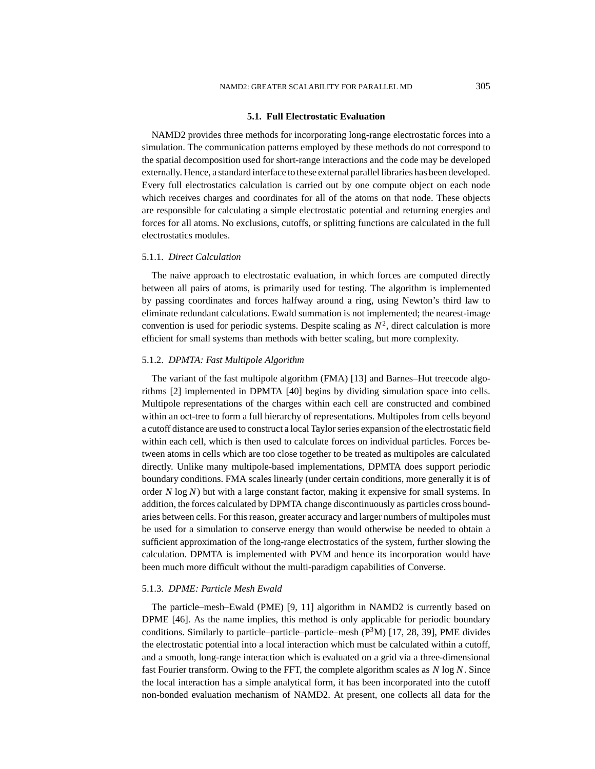#### **5.1. Full Electrostatic Evaluation**

NAMD2 provides three methods for incorporating long-range electrostatic forces into a simulation. The communication patterns employed by these methods do not correspond to the spatial decomposition used for short-range interactions and the code may be developed externally. Hence, a standard interface to these external parallel libraries has been developed. Every full electrostatics calculation is carried out by one compute object on each node which receives charges and coordinates for all of the atoms on that node. These objects are responsible for calculating a simple electrostatic potential and returning energies and forces for all atoms. No exclusions, cutoffs, or splitting functions are calculated in the full electrostatics modules.

#### 5.1.1. *Direct Calculation*

The naive approach to electrostatic evaluation, in which forces are computed directly between all pairs of atoms, is primarily used for testing. The algorithm is implemented by passing coordinates and forces halfway around a ring, using Newton's third law to eliminate redundant calculations. Ewald summation is not implemented; the nearest-image convention is used for periodic systems. Despite scaling as  $N^2$ , direct calculation is more efficient for small systems than methods with better scaling, but more complexity.

#### 5.1.2. *DPMTA: Fast Multipole Algorithm*

The variant of the fast multipole algorithm (FMA) [13] and Barnes–Hut treecode algorithms [2] implemented in DPMTA [40] begins by dividing simulation space into cells. Multipole representations of the charges within each cell are constructed and combined within an oct-tree to form a full hierarchy of representations. Multipoles from cells beyond a cutoff distance are used to construct a local Taylor series expansion of the electrostatic field within each cell, which is then used to calculate forces on individual particles. Forces between atoms in cells which are too close together to be treated as multipoles are calculated directly. Unlike many multipole-based implementations, DPMTA does support periodic boundary conditions. FMA scales linearly (under certain conditions, more generally it is of order *N* log *N*) but with a large constant factor, making it expensive for small systems. In addition, the forces calculated by DPMTA change discontinuously as particles cross boundaries between cells. For this reason, greater accuracy and larger numbers of multipoles must be used for a simulation to conserve energy than would otherwise be needed to obtain a sufficient approximation of the long-range electrostatics of the system, further slowing the calculation. DPMTA is implemented with PVM and hence its incorporation would have been much more difficult without the multi-paradigm capabilities of Converse.

#### 5.1.3. *DPME: Particle Mesh Ewald*

The particle–mesh–Ewald (PME) [9, 11] algorithm in NAMD2 is currently based on DPME [46]. As the name implies, this method is only applicable for periodic boundary conditions. Similarly to particle–particle–particle–mesh  $(P<sup>3</sup>M)$  [17, 28, 39], PME divides the electrostatic potential into a local interaction which must be calculated within a cutoff, and a smooth, long-range interaction which is evaluated on a grid via a three-dimensional fast Fourier transform. Owing to the FFT, the complete algorithm scales as *N* log *N*. Since the local interaction has a simple analytical form, it has been incorporated into the cutoff non-bonded evaluation mechanism of NAMD2. At present, one collects all data for the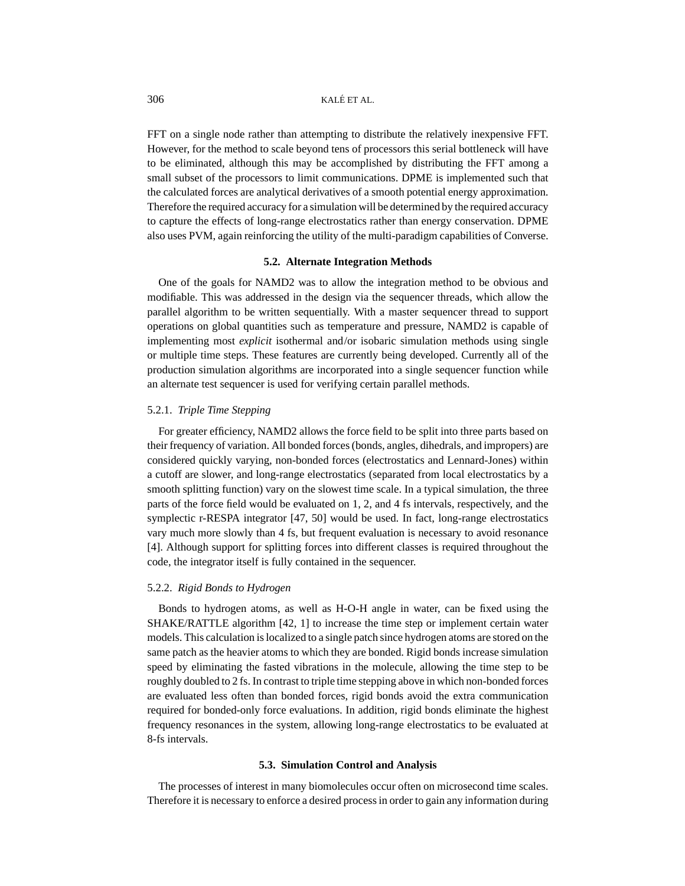FFT on a single node rather than attempting to distribute the relatively inexpensive FFT. However, for the method to scale beyond tens of processors this serial bottleneck will have to be eliminated, although this may be accomplished by distributing the FFT among a small subset of the processors to limit communications. DPME is implemented such that the calculated forces are analytical derivatives of a smooth potential energy approximation. Therefore the required accuracy for a simulation will be determined by the required accuracy to capture the effects of long-range electrostatics rather than energy conservation. DPME also uses PVM, again reinforcing the utility of the multi-paradigm capabilities of Converse.

#### **5.2. Alternate Integration Methods**

One of the goals for NAMD2 was to allow the integration method to be obvious and modifiable. This was addressed in the design via the sequencer threads, which allow the parallel algorithm to be written sequentially. With a master sequencer thread to support operations on global quantities such as temperature and pressure, NAMD2 is capable of implementing most *explicit* isothermal and/or isobaric simulation methods using single or multiple time steps. These features are currently being developed. Currently all of the production simulation algorithms are incorporated into a single sequencer function while an alternate test sequencer is used for verifying certain parallel methods.

#### 5.2.1. *Triple Time Stepping*

For greater efficiency, NAMD2 allows the force field to be split into three parts based on their frequency of variation. All bonded forces (bonds, angles, dihedrals, and impropers) are considered quickly varying, non-bonded forces (electrostatics and Lennard-Jones) within a cutoff are slower, and long-range electrostatics (separated from local electrostatics by a smooth splitting function) vary on the slowest time scale. In a typical simulation, the three parts of the force field would be evaluated on 1, 2, and 4 fs intervals, respectively, and the symplectic r-RESPA integrator [47, 50] would be used. In fact, long-range electrostatics vary much more slowly than 4 fs, but frequent evaluation is necessary to avoid resonance [4]. Although support for splitting forces into different classes is required throughout the code, the integrator itself is fully contained in the sequencer.

#### 5.2.2. *Rigid Bonds to Hydrogen*

Bonds to hydrogen atoms, as well as H-O-H angle in water, can be fixed using the SHAKE/RATTLE algorithm [42, 1] to increase the time step or implement certain water models. This calculation is localized to a single patch since hydrogen atoms are stored on the same patch as the heavier atoms to which they are bonded. Rigid bonds increase simulation speed by eliminating the fasted vibrations in the molecule, allowing the time step to be roughly doubled to 2 fs. In contrast to triple time stepping above in which non-bonded forces are evaluated less often than bonded forces, rigid bonds avoid the extra communication required for bonded-only force evaluations. In addition, rigid bonds eliminate the highest frequency resonances in the system, allowing long-range electrostatics to be evaluated at 8-fs intervals.

#### **5.3. Simulation Control and Analysis**

The processes of interest in many biomolecules occur often on microsecond time scales. Therefore it is necessary to enforce a desired process in order to gain any information during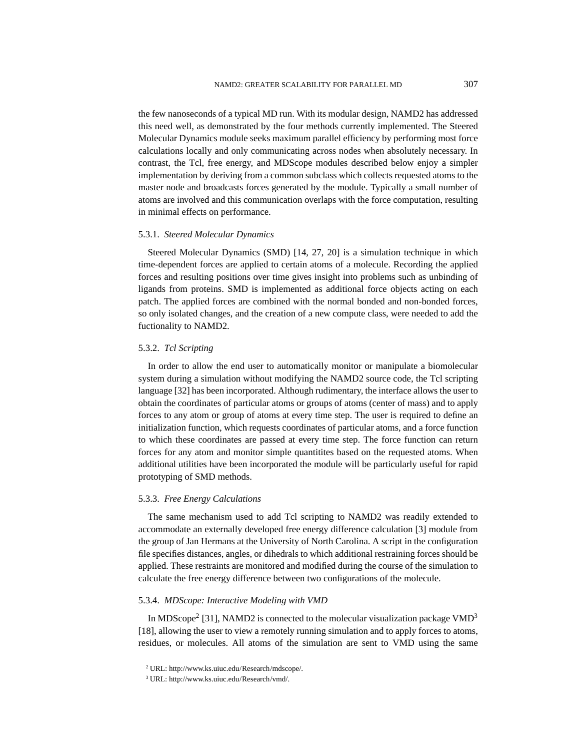the few nanoseconds of a typical MD run. With its modular design, NAMD2 has addressed this need well, as demonstrated by the four methods currently implemented. The Steered Molecular Dynamics module seeks maximum parallel efficiency by performing most force calculations locally and only communicating across nodes when absolutely necessary. In contrast, the Tcl, free energy, and MDScope modules described below enjoy a simpler implementation by deriving from a common subclass which collects requested atoms to the master node and broadcasts forces generated by the module. Typically a small number of atoms are involved and this communication overlaps with the force computation, resulting in minimal effects on performance.

## 5.3.1. *Steered Molecular Dynamics*

Steered Molecular Dynamics (SMD) [14, 27, 20] is a simulation technique in which time-dependent forces are applied to certain atoms of a molecule. Recording the applied forces and resulting positions over time gives insight into problems such as unbinding of ligands from proteins. SMD is implemented as additional force objects acting on each patch. The applied forces are combined with the normal bonded and non-bonded forces, so only isolated changes, and the creation of a new compute class, were needed to add the fuctionality to NAMD2.

# 5.3.2. *Tcl Scripting*

In order to allow the end user to automatically monitor or manipulate a biomolecular system during a simulation without modifying the NAMD2 source code, the Tcl scripting language [32] has been incorporated. Although rudimentary, the interface allows the user to obtain the coordinates of particular atoms or groups of atoms (center of mass) and to apply forces to any atom or group of atoms at every time step. The user is required to define an initialization function, which requests coordinates of particular atoms, and a force function to which these coordinates are passed at every time step. The force function can return forces for any atom and monitor simple quantitites based on the requested atoms. When additional utilities have been incorporated the module will be particularly useful for rapid prototyping of SMD methods.

#### 5.3.3. *Free Energy Calculations*

The same mechanism used to add Tcl scripting to NAMD2 was readily extended to accommodate an externally developed free energy difference calculation [3] module from the group of Jan Hermans at the University of North Carolina. A script in the configuration file specifies distances, angles, or dihedrals to which additional restraining forces should be applied. These restraints are monitored and modified during the course of the simulation to calculate the free energy difference between two configurations of the molecule.

## 5.3.4. *MDScope: Interactive Modeling with VMD*

In MDScope<sup>2</sup> [31], NAMD2 is connected to the molecular visualization package  $VMD<sup>3</sup>$ [18], allowing the user to view a remotely running simulation and to apply forces to atoms, residues, or molecules. All atoms of the simulation are sent to VMD using the same

<sup>2</sup> URL: http://www.ks.uiuc.edu/Research/mdscope/.

<sup>3</sup> URL: http://www.ks.uiuc.edu/Research/vmd/.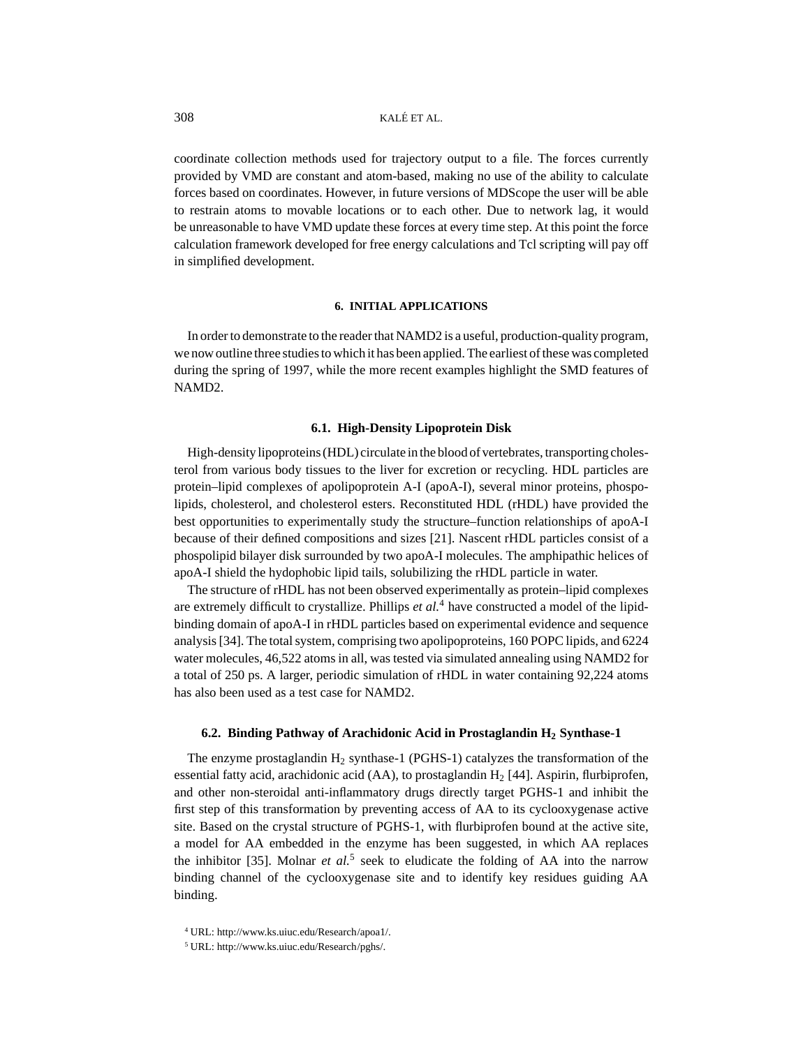coordinate collection methods used for trajectory output to a file. The forces currently provided by VMD are constant and atom-based, making no use of the ability to calculate forces based on coordinates. However, in future versions of MDScope the user will be able to restrain atoms to movable locations or to each other. Due to network lag, it would be unreasonable to have VMD update these forces at every time step. At this point the force calculation framework developed for free energy calculations and Tcl scripting will pay off in simplified development.

#### **6. INITIAL APPLICATIONS**

In order to demonstrate to the reader that NAMD2 is a useful, production-quality program, we now outline three studies to which it has been applied. The earliest of these was completed during the spring of 1997, while the more recent examples highlight the SMD features of NAMD2.

#### **6.1. High-Density Lipoprotein Disk**

High-density lipoproteins (HDL) circulate in the blood of vertebrates, transporting cholesterol from various body tissues to the liver for excretion or recycling. HDL particles are protein–lipid complexes of apolipoprotein A-I (apoA-I), several minor proteins, phospolipids, cholesterol, and cholesterol esters. Reconstituted HDL (rHDL) have provided the best opportunities to experimentally study the structure–function relationships of apoA-I because of their defined compositions and sizes [21]. Nascent rHDL particles consist of a phospolipid bilayer disk surrounded by two apoA-I molecules. The amphipathic helices of apoA-I shield the hydophobic lipid tails, solubilizing the rHDL particle in water.

The structure of rHDL has not been observed experimentally as protein–lipid complexes are extremely difficult to crystallize. Phillips *et al.*<sup>4</sup> have constructed a model of the lipidbinding domain of apoA-I in rHDL particles based on experimental evidence and sequence analysis [34]. The total system, comprising two apolipoproteins, 160 POPC lipids, and 6224 water molecules, 46,522 atoms in all, was tested via simulated annealing using NAMD2 for a total of 250 ps. A larger, periodic simulation of rHDL in water containing 92,224 atoms has also been used as a test case for NAMD2.

#### **6.2. Binding Pathway of Arachidonic Acid in Prostaglandin H<sub>2</sub> Synthase-1**

The enzyme prostaglandin  $H_2$  synthase-1 (PGHS-1) catalyzes the transformation of the essential fatty acid, arachidonic acid (AA), to prostaglandin  $H_2$  [44]. Aspirin, flurbiprofen, and other non-steroidal anti-inflammatory drugs directly target PGHS-1 and inhibit the first step of this transformation by preventing access of AA to its cyclooxygenase active site. Based on the crystal structure of PGHS-1, with flurbiprofen bound at the active site, a model for AA embedded in the enzyme has been suggested, in which AA replaces the inhibitor [35]. Molnar *et al.*<sup>5</sup> seek to eludicate the folding of AA into the narrow binding channel of the cyclooxygenase site and to identify key residues guiding AA binding.

<sup>5</sup> URL: http://www.ks.uiuc.edu/Research/pghs/.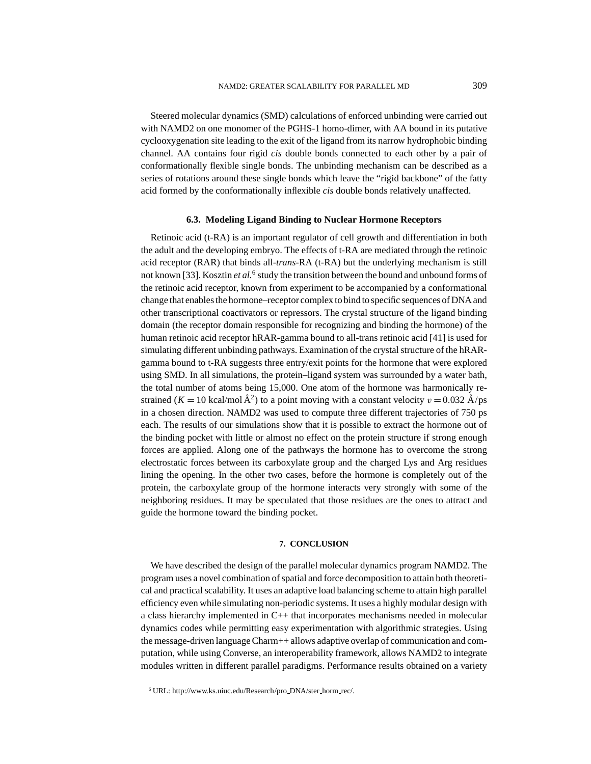Steered molecular dynamics (SMD) calculations of enforced unbinding were carried out with NAMD2 on one monomer of the PGHS-1 homo-dimer, with AA bound in its putative cyclooxygenation site leading to the exit of the ligand from its narrow hydrophobic binding channel. AA contains four rigid *cis* double bonds connected to each other by a pair of conformationally flexible single bonds. The unbinding mechanism can be described as a

## **6.3. Modeling Ligand Binding to Nuclear Hormone Receptors**

series of rotations around these single bonds which leave the "rigid backbone" of the fatty acid formed by the conformationally inflexible *cis* double bonds relatively unaffected.

Retinoic acid (t-RA) is an important regulator of cell growth and differentiation in both the adult and the developing embryo. The effects of t-RA are mediated through the retinoic acid receptor (RAR) that binds all-*trans*-RA (t-RA) but the underlying mechanism is still not known [33]. Kosztin *et al.*<sup>6</sup> study the transition between the bound and unbound forms of the retinoic acid receptor, known from experiment to be accompanied by a conformational change that enables the hormone–receptor complex to bind to specific sequences of DNA and other transcriptional coactivators or repressors. The crystal structure of the ligand binding domain (the receptor domain responsible for recognizing and binding the hormone) of the human retinoic acid receptor hRAR-gamma bound to all-trans retinoic acid [41] is used for simulating different unbinding pathways. Examination of the crystal structure of the hRARgamma bound to t-RA suggests three entry/exit points for the hormone that were explored using SMD. In all simulations, the protein–ligand system was surrounded by a water bath, the total number of atoms being 15,000. One atom of the hormone was harmonically restrained ( $K = 10$  kcal/mol  $\AA^2$ ) to a point moving with a constant velocity  $v = 0.032$   $\AA$ /ps in a chosen direction. NAMD2 was used to compute three different trajectories of 750 ps each. The results of our simulations show that it is possible to extract the hormone out of the binding pocket with little or almost no effect on the protein structure if strong enough forces are applied. Along one of the pathways the hormone has to overcome the strong electrostatic forces between its carboxylate group and the charged Lys and Arg residues lining the opening. In the other two cases, before the hormone is completely out of the protein, the carboxylate group of the hormone interacts very strongly with some of the neighboring residues. It may be speculated that those residues are the ones to attract and guide the hormone toward the binding pocket.

#### **7. CONCLUSION**

We have described the design of the parallel molecular dynamics program NAMD2. The program uses a novel combination of spatial and force decomposition to attain both theoretical and practical scalability. It uses an adaptive load balancing scheme to attain high parallel efficiency even while simulating non-periodic systems. It uses a highly modular design with a class hierarchy implemented in C++ that incorporates mechanisms needed in molecular dynamics codes while permitting easy experimentation with algorithmic strategies. Using the message-driven language Charm++ allows adaptive overlap of communication and computation, while using Converse, an interoperability framework, allows NAMD2 to integrate modules written in different parallel paradigms. Performance results obtained on a variety

<sup>6</sup> URL: http://www.ks.uiuc.edu/Research/pro DNA/ster horm rec/.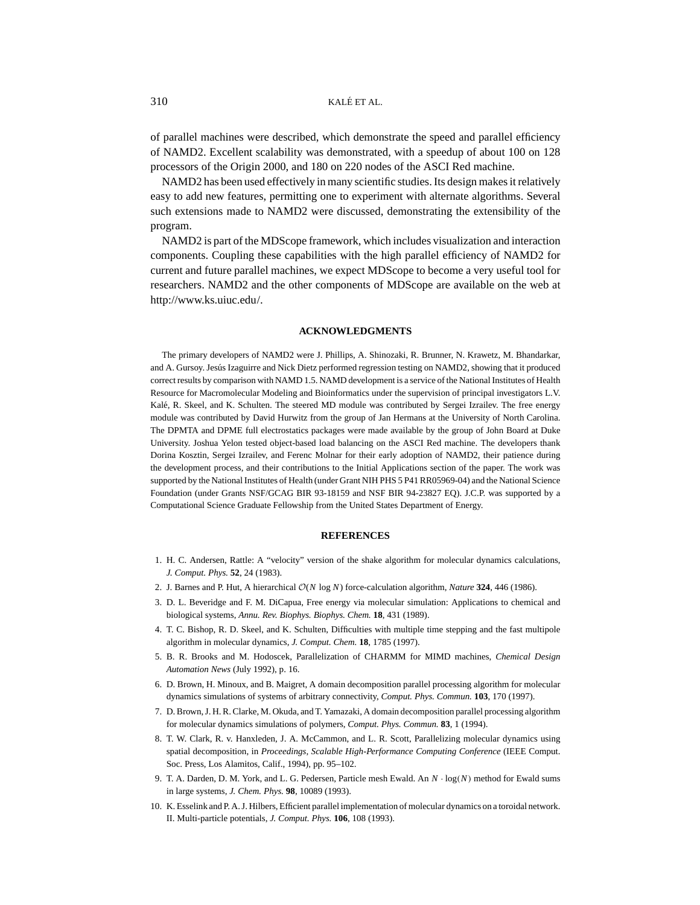of parallel machines were described, which demonstrate the speed and parallel efficiency of NAMD2. Excellent scalability was demonstrated, with a speedup of about 100 on 128 processors of the Origin 2000, and 180 on 220 nodes of the ASCI Red machine.

NAMD2 has been used effectively in many scientific studies. Its design makes it relatively easy to add new features, permitting one to experiment with alternate algorithms. Several such extensions made to NAMD2 were discussed, demonstrating the extensibility of the program.

NAMD2 is part of the MDScope framework, which includes visualization and interaction components. Coupling these capabilities with the high parallel efficiency of NAMD2 for current and future parallel machines, we expect MDScope to become a very useful tool for researchers. NAMD2 and the other components of MDScope are available on the web at http://www.ks.uiuc.edu/.

#### **ACKNOWLEDGMENTS**

The primary developers of NAMD2 were J. Phillips, A. Shinozaki, R. Brunner, N. Krawetz, M. Bhandarkar, and A. Gursoy. Jesús Izaguirre and Nick Dietz performed regression testing on NAMD2, showing that it produced correct results by comparison with NAMD 1.5. NAMD development is a service of the National Institutes of Health Resource for Macromolecular Modeling and Bioinformatics under the supervision of principal investigators L.V. Kalé, R. Skeel, and K. Schulten. The steered MD module was contributed by Sergei Izrailev. The free energy module was contributed by David Hurwitz from the group of Jan Hermans at the University of North Carolina. The DPMTA and DPME full electrostatics packages were made available by the group of John Board at Duke University. Joshua Yelon tested object-based load balancing on the ASCI Red machine. The developers thank Dorina Kosztin, Sergei Izrailev, and Ferenc Molnar for their early adoption of NAMD2, their patience during the development process, and their contributions to the Initial Applications section of the paper. The work was supported by the National Institutes of Health (under Grant NIH PHS 5 P41 RR05969-04) and the National Science Foundation (under Grants NSF/GCAG BIR 93-18159 and NSF BIR 94-23827 EQ). J.C.P. was supported by a Computational Science Graduate Fellowship from the United States Department of Energy.

#### **REFERENCES**

- 1. H. C. Andersen, Rattle: A "velocity" version of the shake algorithm for molecular dynamics calculations, *J. Comput. Phys.* **52**, 24 (1983).
- 2. J. Barnes and P. Hut, A hierarchical O(*N* log *N*) force-calculation algorithm, *Nature* **324**, 446 (1986).
- 3. D. L. Beveridge and F. M. DiCapua, Free energy via molecular simulation: Applications to chemical and biological systems, *Annu. Rev. Biophys. Biophys. Chem.* **18**, 431 (1989).
- 4. T. C. Bishop, R. D. Skeel, and K. Schulten, Difficulties with multiple time stepping and the fast multipole algorithm in molecular dynamics, *J. Comput. Chem.* **18**, 1785 (1997).
- 5. B. R. Brooks and M. Hodoscek, Parallelization of CHARMM for MIMD machines, *Chemical Design Automation News* (July 1992), p. 16.
- 6. D. Brown, H. Minoux, and B. Maigret, A domain decomposition parallel processing algorithm for molecular dynamics simulations of systems of arbitrary connectivity, *Comput. Phys. Commun.* **103**, 170 (1997).
- 7. D. Brown, J. H. R. Clarke, M. Okuda, and T. Yamazaki, A domain decomposition parallel processing algorithm for molecular dynamics simulations of polymers, *Comput. Phys. Commun.* **83**, 1 (1994).
- 8. T. W. Clark, R. v. Hanxleden, J. A. McCammon, and L. R. Scott, Parallelizing molecular dynamics using spatial decomposition, in *Proceedings, Scalable High-Performance Computing Conference* (IEEE Comput. Soc. Press, Los Alamitos, Calif., 1994), pp. 95–102.
- 9. T. A. Darden, D. M. York, and L. G. Pedersen, Particle mesh Ewald. An *N* · log(*N*) method for Ewald sums in large systems, *J. Chem. Phys.* **98**, 10089 (1993).
- 10. K. Esselink and P. A. J. Hilbers, Efficient parallel implementation of molecular dynamics on a toroidal network. II. Multi-particle potentials, *J. Comput. Phys.* **106**, 108 (1993).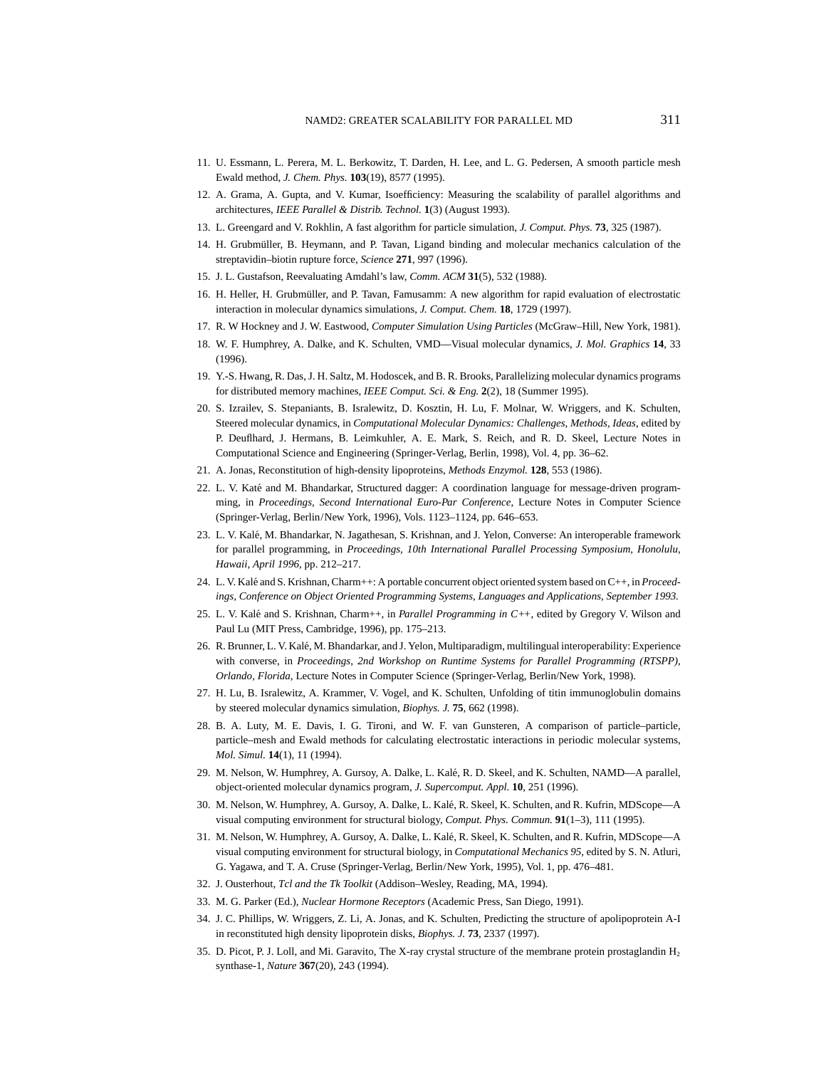- 11. U. Essmann, L. Perera, M. L. Berkowitz, T. Darden, H. Lee, and L. G. Pedersen, A smooth particle mesh Ewald method, *J. Chem. Phys.* **103**(19), 8577 (1995).
- 12. A. Grama, A. Gupta, and V. Kumar, Isoefficiency: Measuring the scalability of parallel algorithms and architectures, *IEEE Parallel & Distrib. Technol.* **1**(3) (August 1993).
- 13. L. Greengard and V. Rokhlin, A fast algorithm for particle simulation, *J. Comput. Phys.* **73**, 325 (1987).
- 14. H. Grubm¨uller, B. Heymann, and P. Tavan, Ligand binding and molecular mechanics calculation of the streptavidin–biotin rupture force, *Science* **271**, 997 (1996).
- 15. J. L. Gustafson, Reevaluating Amdahl's law, *Comm. ACM* **31**(5), 532 (1988).
- 16. H. Heller, H. Grubmüller, and P. Tavan, Famusamm: A new algorithm for rapid evaluation of electrostatic interaction in molecular dynamics simulations, *J. Comput. Chem.* **18**, 1729 (1997).
- 17. R. W Hockney and J. W. Eastwood, *Computer Simulation Using Particles* (McGraw–Hill, New York, 1981).
- 18. W. F. Humphrey, A. Dalke, and K. Schulten, VMD—Visual molecular dynamics, *J. Mol. Graphics* **14**, 33 (1996).
- 19. Y.-S. Hwang, R. Das, J. H. Saltz, M. Hodoscek, and B. R. Brooks, Parallelizing molecular dynamics programs for distributed memory machines, *IEEE Comput. Sci. & Eng.* **2**(2), 18 (Summer 1995).
- 20. S. Izrailev, S. Stepaniants, B. Isralewitz, D. Kosztin, H. Lu, F. Molnar, W. Wriggers, and K. Schulten, Steered molecular dynamics, in *Computational Molecular Dynamics: Challenges, Methods, Ideas*, edited by P. Deuflhard, J. Hermans, B. Leimkuhler, A. E. Mark, S. Reich, and R. D. Skeel, Lecture Notes in Computational Science and Engineering (Springer-Verlag, Berlin, 1998), Vol. 4, pp. 36–62.
- 21. A. Jonas, Reconstitution of high-density lipoproteins, *Methods Enzymol.* **128**, 553 (1986).
- 22. L. V. Katé and M. Bhandarkar, Structured dagger: A coordination language for message-driven programming, in *Proceedings, Second International Euro-Par Conference*, Lecture Notes in Computer Science (Springer-Verlag, Berlin/New York, 1996), Vols. 1123–1124, pp. 646–653.
- 23. L. V. Kalé, M. Bhandarkar, N. Jagathesan, S. Krishnan, and J. Yelon, Converse: An interoperable framework for parallel programming, in *Proceedings, 10th International Parallel Processing Symposium, Honolulu, Hawaii, April 1996*, pp. 212–217.
- 24. L. V. Kalé and S. Krishnan, Charm++: A portable concurrent object oriented system based on C++, in *Proceedings, Conference on Object Oriented Programming Systems, Languages and Applications, September 1993.*
- 25. L. V. Kal´e and S. Krishnan, Charm++, in *Parallel Programming in C++*, edited by Gregory V. Wilson and Paul Lu (MIT Press, Cambridge, 1996), pp. 175–213.
- 26. R. Brunner, L. V. Kalé, M. Bhandarkar, and J. Yelon, Multiparadigm, multilingual interoperability: Experience with converse, in *Proceedings, 2nd Workshop on Runtime Systems for Parallel Programming (RTSPP), Orlando, Florida*, Lecture Notes in Computer Science (Springer-Verlag, Berlin/New York, 1998).
- 27. H. Lu, B. Isralewitz, A. Krammer, V. Vogel, and K. Schulten, Unfolding of titin immunoglobulin domains by steered molecular dynamics simulation, *Biophys. J.* **75**, 662 (1998).
- 28. B. A. Luty, M. E. Davis, I. G. Tironi, and W. F. van Gunsteren, A comparison of particle–particle, particle–mesh and Ewald methods for calculating electrostatic interactions in periodic molecular systems, *Mol. Simul.* **14**(1), 11 (1994).
- 29. M. Nelson, W. Humphrey, A. Gursoy, A. Dalke, L. Kalé, R. D. Skeel, and K. Schulten, NAMD—A parallel, object-oriented molecular dynamics program, *J. Supercomput. Appl.* **10**, 251 (1996).
- 30. M. Nelson, W. Humphrey, A. Gursoy, A. Dalke, L. Kal´e, R. Skeel, K. Schulten, and R. Kufrin, MDScope—A visual computing environment for structural biology, *Comput. Phys. Commun.* **91**(1–3), 111 (1995).
- 31. M. Nelson, W. Humphrey, A. Gursoy, A. Dalke, L. Kal´e, R. Skeel, K. Schulten, and R. Kufrin, MDScope—A visual computing environment for structural biology, in *Computational Mechanics 95*, edited by S. N. Atluri, G. Yagawa, and T. A. Cruse (Springer-Verlag, Berlin/New York, 1995), Vol. 1, pp. 476–481.
- 32. J. Ousterhout, *Tcl and the Tk Toolkit* (Addison–Wesley, Reading, MA, 1994).
- 33. M. G. Parker (Ed.), *Nuclear Hormone Receptors* (Academic Press, San Diego, 1991).
- 34. J. C. Phillips, W. Wriggers, Z. Li, A. Jonas, and K. Schulten, Predicting the structure of apolipoprotein A-I in reconstituted high density lipoprotein disks, *Biophys. J.* **73**, 2337 (1997).
- 35. D. Picot, P. J. Loll, and Mi. Garavito, The X-ray crystal structure of the membrane protein prostaglandin H<sub>2</sub> synthase-1, *Nature* **367**(20), 243 (1994).